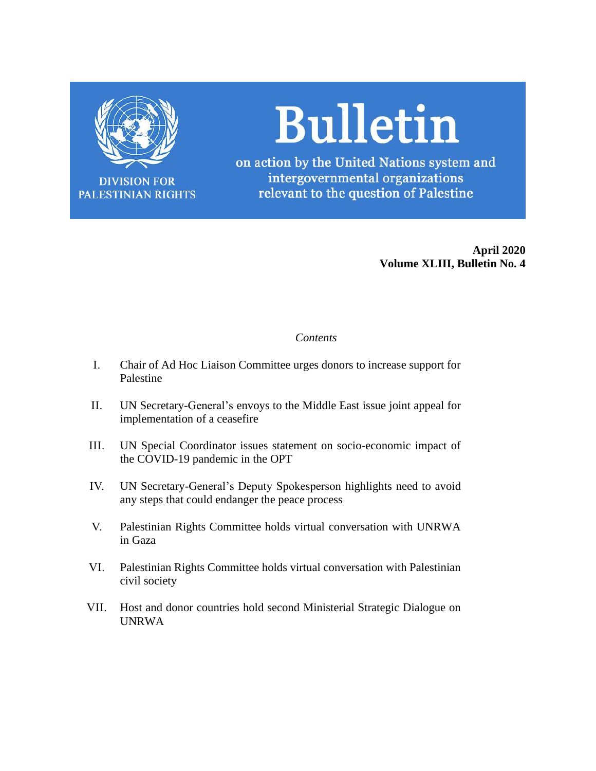DIVISION FOR PALESTINIAN RIGHTS

# Bulletin

on action by the United Nations system and intergovernmental organizations relevant to the question of Palestine

**April 2020**
**Volume XLIII, Bulletin No. 4**

*Contents*

I. Chair of Ad Hoc Liaison Committee urges donors to increase support for Palestine

II. UN Secretary-General's envoys to the Middle East issue joint appeal for implementation of a ceasefire

III. UN Special Coordinator issues statement on socio-economic impact of the COVID-19 pandemic in the OPT

IV. UN Secretary-General's Deputy Spokesperson highlights need to avoid any steps that could endanger the peace process

V. Palestinian Rights Committee holds virtual conversation with UNRWA in Gaza

VI. Palestinian Rights Committee holds virtual conversation with Palestinian civil society

VII. Host and donor countries hold second Ministerial Strategic Dialogue on UNRWA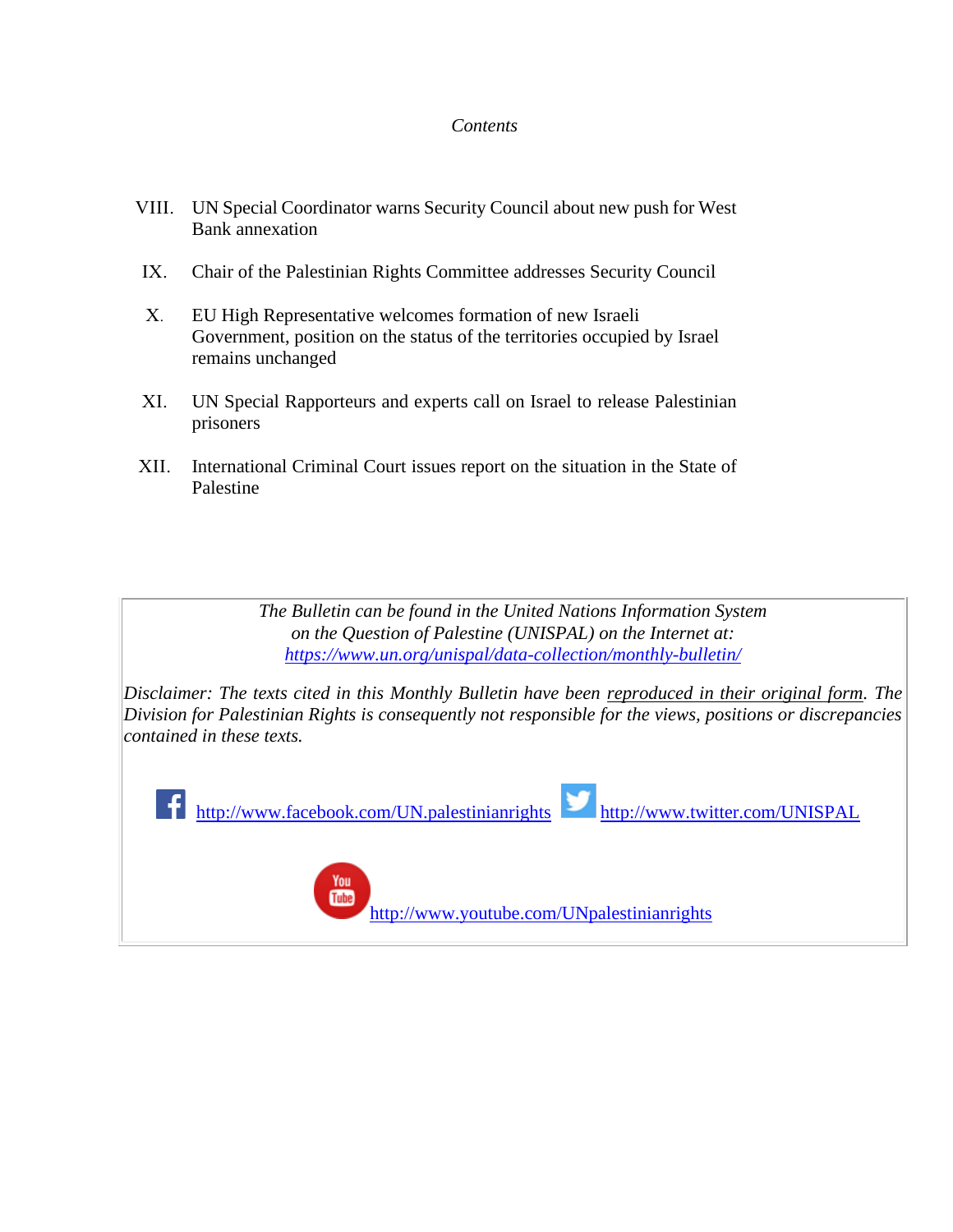*Contents*

VIII. UN Special Coordinator warns Security Council about new push for West Bank annexation

IX. Chair of the Palestinian Rights Committee addresses Security Council

X. EU High Representative welcomes formation of new Israeli Government, position on the status of the territories occupied by Israel remains unchanged

XI. UN Special Rapporteurs and experts call on Israel to release Palestinian prisoners

XII. International Criminal Court issues report on the situation in the State of Palestine

*The Bulletin can be found in the United Nations Information System on the Question of Palestine (UNISPAL) on the Internet at:* *https://www.un.org/unispal/data-collection/monthly-bulletin/*

*Disclaimer: The texts cited in this Monthly Bulletin have been reproduced in their original form. The Division for Palestinian Rights is consequently not responsible for the views, positions or discrepancies contained in these texts.*

http://www.facebook.com/UN.palestinianrights http://www.twitter.com/UNISPAL

http://www.youtube.com/UNpalestinianrights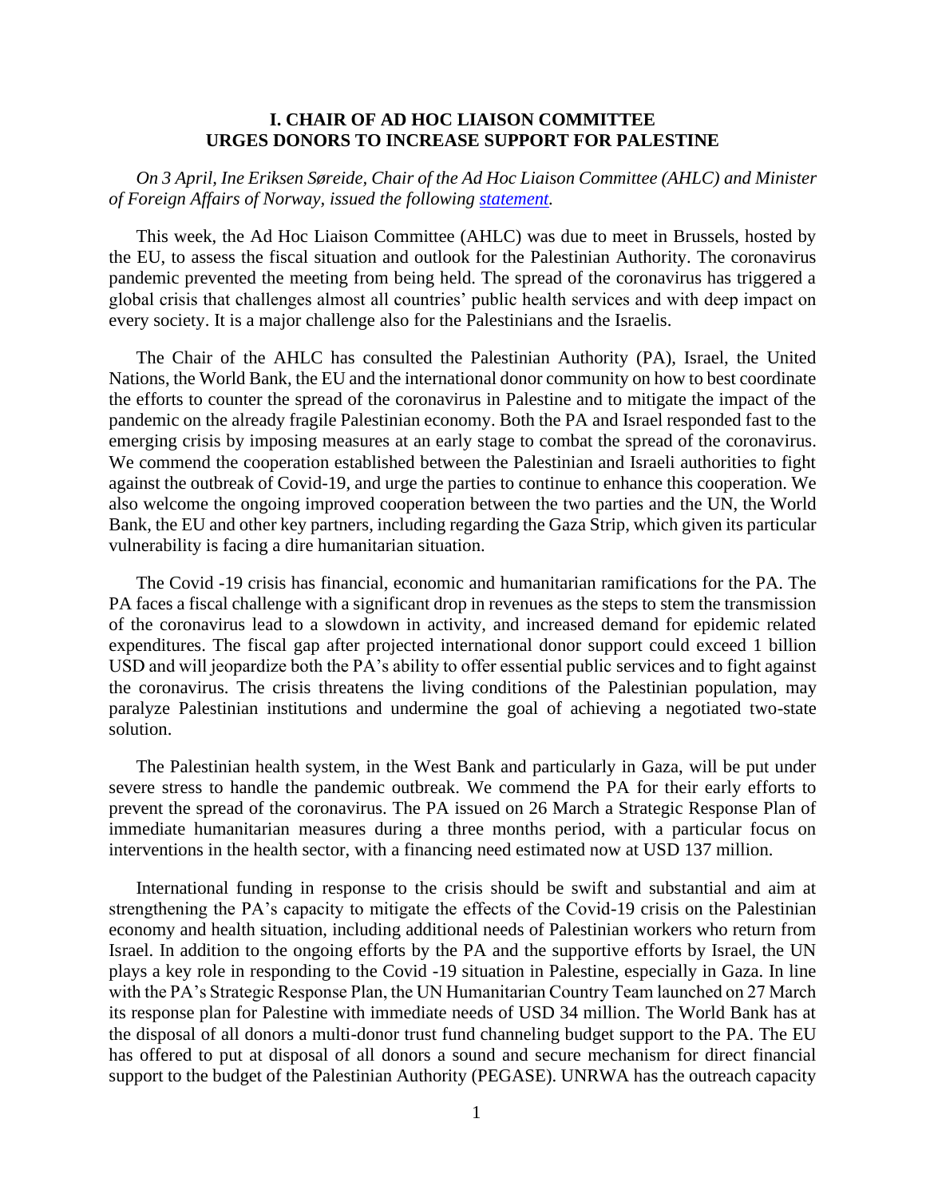## I. CHAIR OF AD HOC LIAISON COMMITTEE URGES DONORS TO INCREASE SUPPORT FOR PALESTINE

*On 3 April, Ine Eriksen Søreide, Chair of the Ad Hoc Liaison Committee (AHLC) and Minister of Foreign Affairs of Norway, issued the following statement.*

This week, the Ad Hoc Liaison Committee (AHLC) was due to meet in Brussels, hosted by the EU, to assess the fiscal situation and outlook for the Palestinian Authority. The coronavirus pandemic prevented the meeting from being held. The spread of the coronavirus has triggered a global crisis that challenges almost all countries' public health services and with deep impact on every society. It is a major challenge also for the Palestinians and the Israelis.

The Chair of the AHLC has consulted the Palestinian Authority (PA), Israel, the United Nations, the World Bank, the EU and the international donor community on how to best coordinate the efforts to counter the spread of the coronavirus in Palestine and to mitigate the impact of the pandemic on the already fragile Palestinian economy. Both the PA and Israel responded fast to the emerging crisis by imposing measures at an early stage to combat the spread of the coronavirus. We commend the cooperation established between the Palestinian and Israeli authorities to fight against the outbreak of Covid-19, and urge the parties to continue to enhance this cooperation. We also welcome the ongoing improved cooperation between the two parties and the UN, the World Bank, the EU and other key partners, including regarding the Gaza Strip, which given its particular vulnerability is facing a dire humanitarian situation.

The Covid -19 crisis has financial, economic and humanitarian ramifications for the PA. The PA faces a fiscal challenge with a significant drop in revenues as the steps to stem the transmission of the coronavirus lead to a slowdown in activity, and increased demand for epidemic related expenditures. The fiscal gap after projected international donor support could exceed 1 billion USD and will jeopardize both the PA's ability to offer essential public services and to fight against the coronavirus. The crisis threatens the living conditions of the Palestinian population, may paralyze Palestinian institutions and undermine the goal of achieving a negotiated two-state solution.

The Palestinian health system, in the West Bank and particularly in Gaza, will be put under severe stress to handle the pandemic outbreak. We commend the PA for their early efforts to prevent the spread of the coronavirus. The PA issued on 26 March a Strategic Response Plan of immediate humanitarian measures during a three months period, with a particular focus on interventions in the health sector, with a financing need estimated now at USD 137 million.

International funding in response to the crisis should be swift and substantial and aim at strengthening the PA's capacity to mitigate the effects of the Covid-19 crisis on the Palestinian economy and health situation, including additional needs of Palestinian workers who return from Israel. In addition to the ongoing efforts by the PA and the supportive efforts by Israel, the UN plays a key role in responding to the Covid -19 situation in Palestine, especially in Gaza. In line with the PA's Strategic Response Plan, the UN Humanitarian Country Team launched on 27 March its response plan for Palestine with immediate needs of USD 34 million. The World Bank has at the disposal of all donors a multi-donor trust fund channeling budget support to the PA. The EU has offered to put at disposal of all donors a sound and secure mechanism for direct financial support to the budget of the Palestinian Authority (PEGASE). UNRWA has the outreach capacity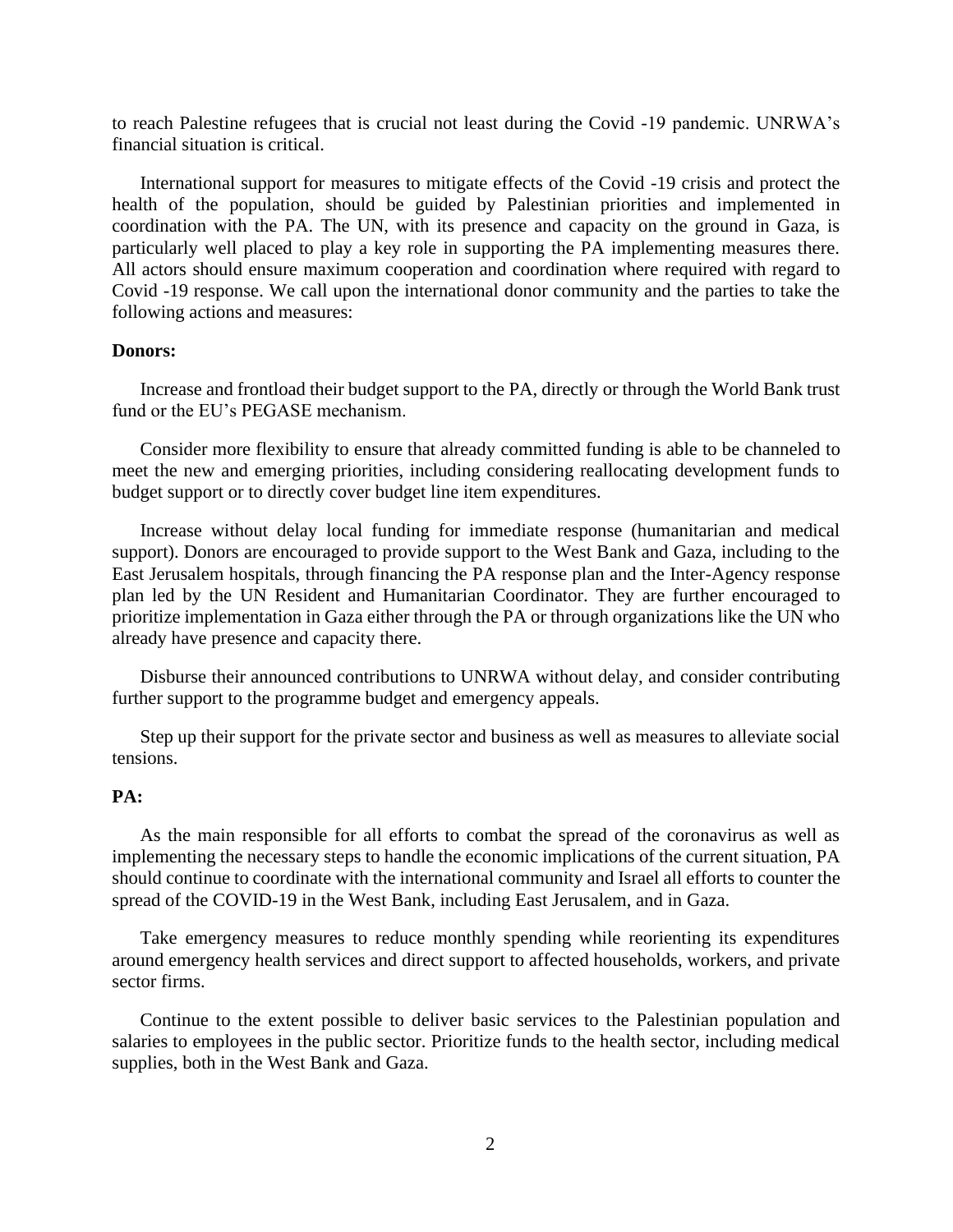to reach Palestine refugees that is crucial not least during the Covid -19 pandemic. UNRWA's financial situation is critical.

International support for measures to mitigate effects of the Covid -19 crisis and protect the health of the population, should be guided by Palestinian priorities and implemented in coordination with the PA. The UN, with its presence and capacity on the ground in Gaza, is particularly well placed to play a key role in supporting the PA implementing measures there. All actors should ensure maximum cooperation and coordination where required with regard to Covid -19 response. We call upon the international donor community and the parties to take the following actions and measures:

**Donors:**

Increase and frontload their budget support to the PA, directly or through the World Bank trust fund or the EU's PEGASE mechanism.

Consider more flexibility to ensure that already committed funding is able to be channeled to meet the new and emerging priorities, including considering reallocating development funds to budget support or to directly cover budget line item expenditures.

Increase without delay local funding for immediate response (humanitarian and medical support). Donors are encouraged to provide support to the West Bank and Gaza, including to the East Jerusalem hospitals, through financing the PA response plan and the Inter-Agency response plan led by the UN Resident and Humanitarian Coordinator. They are further encouraged to prioritize implementation in Gaza either through the PA or through organizations like the UN who already have presence and capacity there.

Disburse their announced contributions to UNRWA without delay, and consider contributing further support to the programme budget and emergency appeals.

Step up their support for the private sector and business as well as measures to alleviate social tensions.

**PA:**

As the main responsible for all efforts to combat the spread of the coronavirus as well as implementing the necessary steps to handle the economic implications of the current situation, PA should continue to coordinate with the international community and Israel all efforts to counter the spread of the COVID-19 in the West Bank, including East Jerusalem, and in Gaza.

Take emergency measures to reduce monthly spending while reorienting its expenditures around emergency health services and direct support to affected households, workers, and private sector firms.

Continue to the extent possible to deliver basic services to the Palestinian population and salaries to employees in the public sector. Prioritize funds to the health sector, including medical supplies, both in the West Bank and Gaza.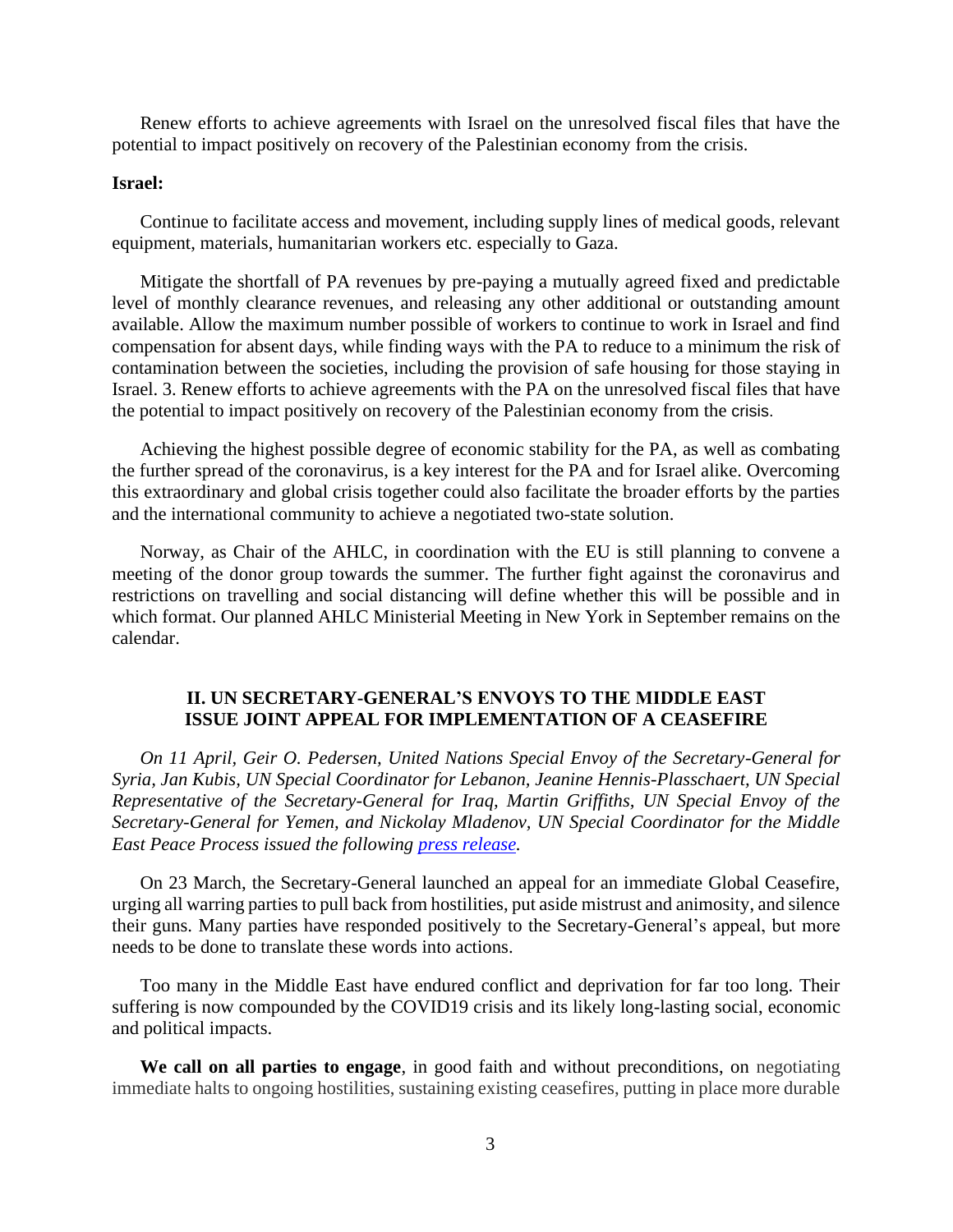Renew efforts to achieve agreements with Israel on the unresolved fiscal files that have the potential to impact positively on recovery of the Palestinian economy from the crisis.

**Israel:**

Continue to facilitate access and movement, including supply lines of medical goods, relevant equipment, materials, humanitarian workers etc. especially to Gaza.

Mitigate the shortfall of PA revenues by pre-paying a mutually agreed fixed and predictable level of monthly clearance revenues, and releasing any other additional or outstanding amount available. Allow the maximum number possible of workers to continue to work in Israel and find compensation for absent days, while finding ways with the PA to reduce to a minimum the risk of contamination between the societies, including the provision of safe housing for those staying in Israel. 3. Renew efforts to achieve agreements with the PA on the unresolved fiscal files that have the potential to impact positively on recovery of the Palestinian economy from the crisis.

Achieving the highest possible degree of economic stability for the PA, as well as combating the further spread of the coronavirus, is a key interest for the PA and for Israel alike. Overcoming this extraordinary and global crisis together could also facilitate the broader efforts by the parties and the international community to achieve a negotiated two-state solution.

Norway, as Chair of the AHLC, in coordination with the EU is still planning to convene a meeting of the donor group towards the summer. The further fight against the coronavirus and restrictions on travelling and social distancing will define whether this will be possible and in which format. Our planned AHLC Ministerial Meeting in New York in September remains on the calendar.

## II. UN SECRETARY-GENERAL'S ENVOYS TO THE MIDDLE EAST ISSUE JOINT APPEAL FOR IMPLEMENTATION OF A CEASEFIRE

*On 11 April, Geir O. Pedersen, United Nations Special Envoy of the Secretary-General for Syria, Jan Kubis, UN Special Coordinator for Lebanon, Jeanine Hennis-Plasschaert, UN Special Representative of the Secretary-General for Iraq, Martin Griffiths, UN Special Envoy of the Secretary-General for Yemen, and Nickolay Mladenov, UN Special Coordinator for the Middle East Peace Process issued the following press release.*

On 23 March, the Secretary-General launched an appeal for an immediate Global Ceasefire, urging all warring parties to pull back from hostilities, put aside mistrust and animosity, and silence their guns. Many parties have responded positively to the Secretary-General's appeal, but more needs to be done to translate these words into actions.

Too many in the Middle East have endured conflict and deprivation for far too long. Their suffering is now compounded by the COVID19 crisis and its likely long-lasting social, economic and political impacts.

**We call on all parties to engage**, in good faith and without preconditions, on negotiating immediate halts to ongoing hostilities, sustaining existing ceasefires, putting in place more durable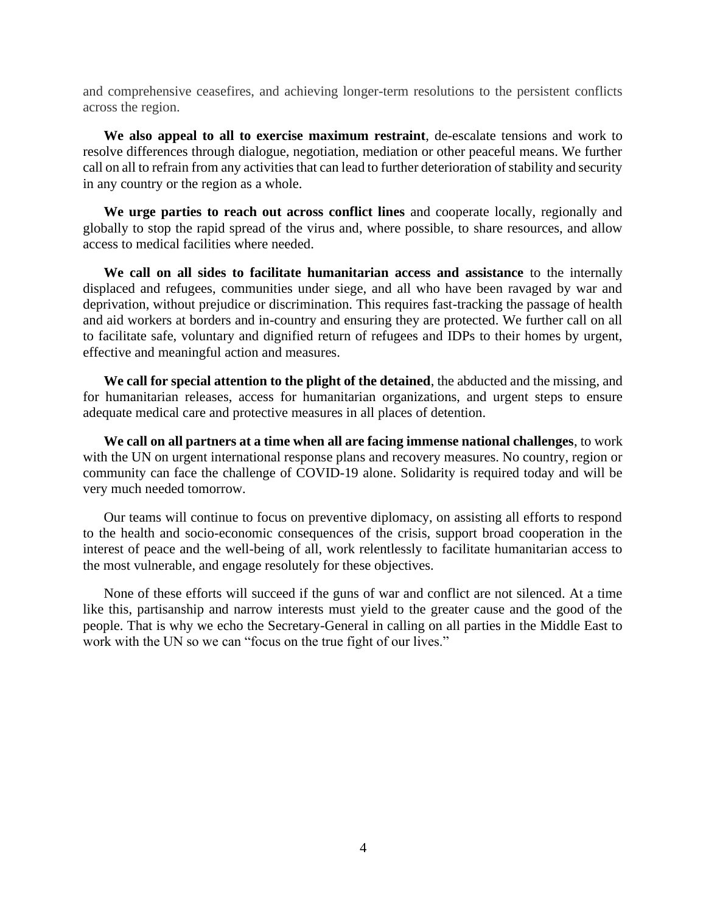and comprehensive ceasefires, and achieving longer-term resolutions to the persistent conflicts across the region.

**We also appeal to all to exercise maximum restraint**, de-escalate tensions and work to resolve differences through dialogue, negotiation, mediation or other peaceful means. We further call on all to refrain from any activities that can lead to further deterioration of stability and security in any country or the region as a whole.

**We urge parties to reach out across conflict lines** and cooperate locally, regionally and globally to stop the rapid spread of the virus and, where possible, to share resources, and allow access to medical facilities where needed.

**We call on all sides to facilitate humanitarian access and assistance** to the internally displaced and refugees, communities under siege, and all who have been ravaged by war and deprivation, without prejudice or discrimination. This requires fast-tracking the passage of health and aid workers at borders and in-country and ensuring they are protected. We further call on all to facilitate safe, voluntary and dignified return of refugees and IDPs to their homes by urgent, effective and meaningful action and measures.

**We call for special attention to the plight of the detained**, the abducted and the missing, and for humanitarian releases, access for humanitarian organizations, and urgent steps to ensure adequate medical care and protective measures in all places of detention.

**We call on all partners at a time when all are facing immense national challenges**, to work with the UN on urgent international response plans and recovery measures. No country, region or community can face the challenge of COVID-19 alone. Solidarity is required today and will be very much needed tomorrow.

Our teams will continue to focus on preventive diplomacy, on assisting all efforts to respond to the health and socio-economic consequences of the crisis, support broad cooperation in the interest of peace and the well-being of all, work relentlessly to facilitate humanitarian access to the most vulnerable, and engage resolutely for these objectives.

None of these efforts will succeed if the guns of war and conflict are not silenced. At a time like this, partisanship and narrow interests must yield to the greater cause and the good of the people. That is why we echo the Secretary-General in calling on all parties in the Middle East to work with the UN so we can "focus on the true fight of our lives."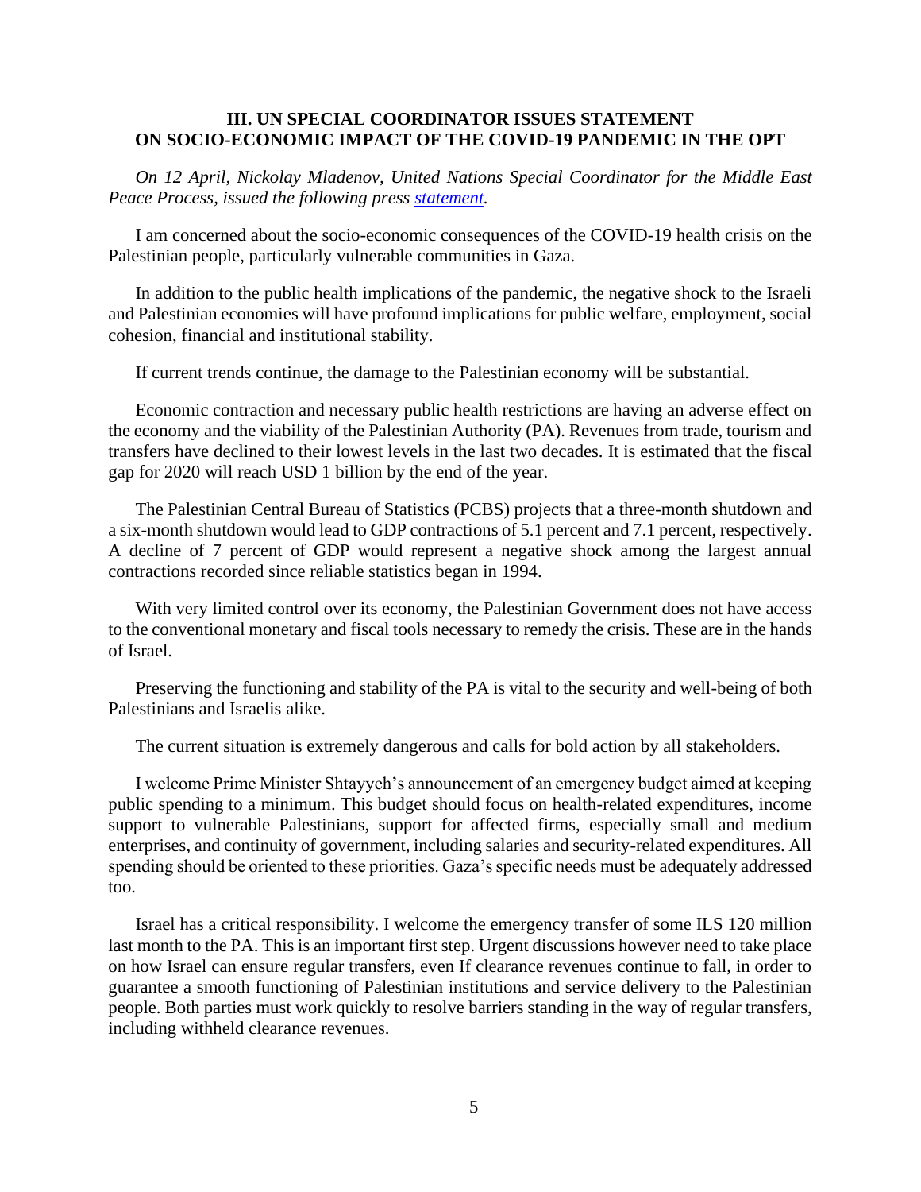## III. UN SPECIAL COORDINATOR ISSUES STATEMENT ON SOCIO-ECONOMIC IMPACT OF THE COVID-19 PANDEMIC IN THE OPT

*On 12 April, Nickolay Mladenov, United Nations Special Coordinator for the Middle East Peace Process, issued the following press [statement](statement).*

I am concerned about the socio-economic consequences of the COVID-19 health crisis on the Palestinian people, particularly vulnerable communities in Gaza.

In addition to the public health implications of the pandemic, the negative shock to the Israeli and Palestinian economies will have profound implications for public welfare, employment, social cohesion, financial and institutional stability.

If current trends continue, the damage to the Palestinian economy will be substantial.

Economic contraction and necessary public health restrictions are having an adverse effect on the economy and the viability of the Palestinian Authority (PA). Revenues from trade, tourism and transfers have declined to their lowest levels in the last two decades. It is estimated that the fiscal gap for 2020 will reach USD 1 billion by the end of the year.

The Palestinian Central Bureau of Statistics (PCBS) projects that a three-month shutdown and a six-month shutdown would lead to GDP contractions of 5.1 percent and 7.1 percent, respectively. A decline of 7 percent of GDP would represent a negative shock among the largest annual contractions recorded since reliable statistics began in 1994.

With very limited control over its economy, the Palestinian Government does not have access to the conventional monetary and fiscal tools necessary to remedy the crisis. These are in the hands of Israel.

Preserving the functioning and stability of the PA is vital to the security and well-being of both Palestinians and Israelis alike.

The current situation is extremely dangerous and calls for bold action by all stakeholders.

I welcome Prime Minister Shtayyeh's announcement of an emergency budget aimed at keeping public spending to a minimum. This budget should focus on health-related expenditures, income support to vulnerable Palestinians, support for affected firms, especially small and medium enterprises, and continuity of government, including salaries and security-related expenditures. All spending should be oriented to these priorities. Gaza's specific needs must be adequately addressed too.

Israel has a critical responsibility. I welcome the emergency transfer of some ILS 120 million last month to the PA. This is an important first step. Urgent discussions however need to take place on how Israel can ensure regular transfers, even If clearance revenues continue to fall, in order to guarantee a smooth functioning of Palestinian institutions and service delivery to the Palestinian people. Both parties must work quickly to resolve barriers standing in the way of regular transfers, including withheld clearance revenues.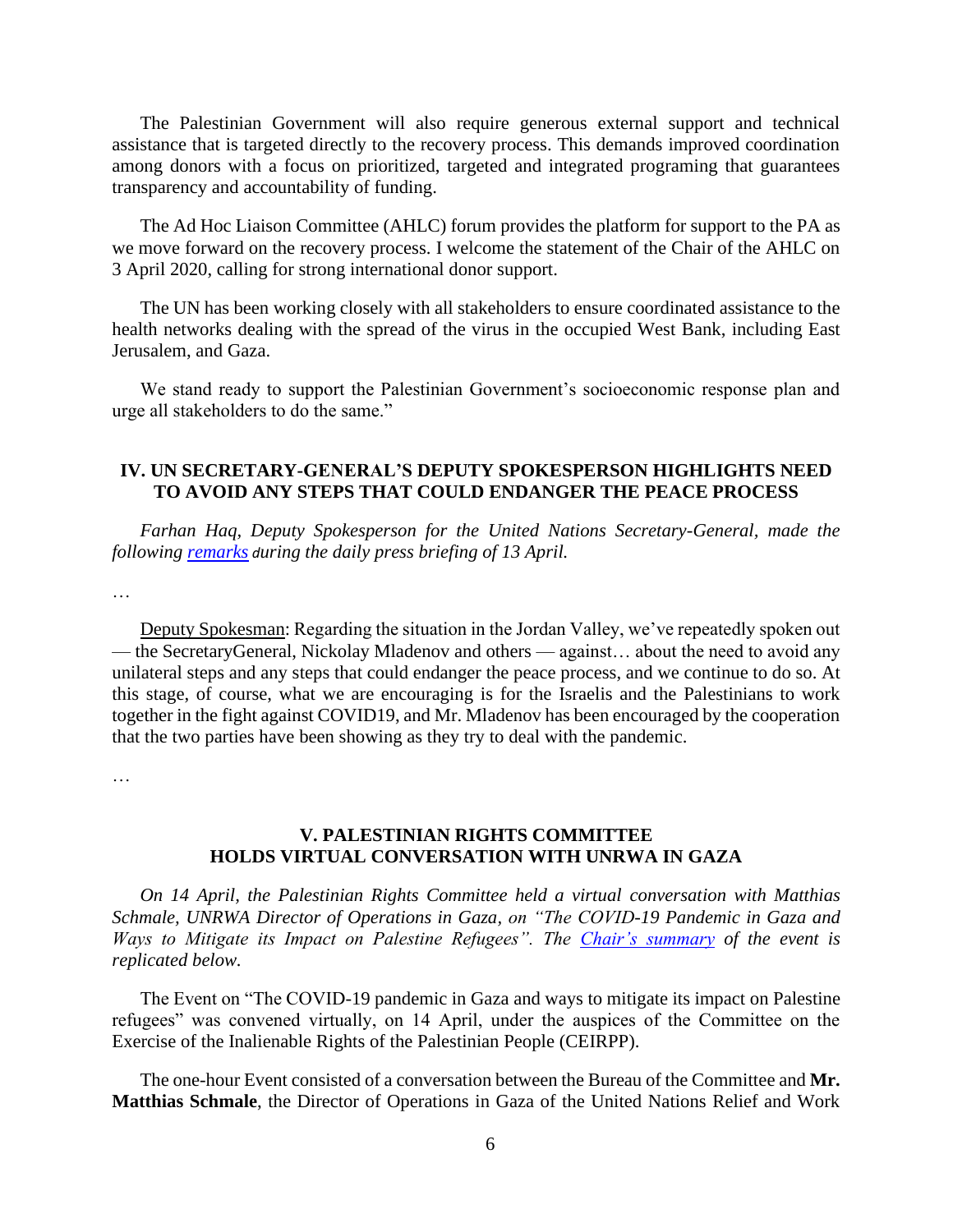The Palestinian Government will also require generous external support and technical assistance that is targeted directly to the recovery process. This demands improved coordination among donors with a focus on prioritized, targeted and integrated programing that guarantees transparency and accountability of funding.

The Ad Hoc Liaison Committee (AHLC) forum provides the platform for support to the PA as we move forward on the recovery process. I welcome the statement of the Chair of the AHLC on 3 April 2020, calling for strong international donor support.

The UN has been working closely with all stakeholders to ensure coordinated assistance to the health networks dealing with the spread of the virus in the occupied West Bank, including East Jerusalem, and Gaza.

We stand ready to support the Palestinian Government's socioeconomic response plan and urge all stakeholders to do the same."

## IV. UN SECRETARY-GENERAL'S DEPUTY SPOKESPERSON HIGHLIGHTS NEED TO AVOID ANY STEPS THAT COULD ENDANGER THE PEACE PROCESS

*Farhan Haq, Deputy Spokesperson for the United Nations Secretary-General, made the following [remarks](remarks) during the daily press briefing of 13 April.*

…

Deputy Spokesman: Regarding the situation in the Jordan Valley, we've repeatedly spoken out — the SecretaryGeneral, Nickolay Mladenov and others — against… about the need to avoid any unilateral steps and any steps that could endanger the peace process, and we continue to do so. At this stage, of course, what we are encouraging is for the Israelis and the Palestinians to work together in the fight against COVID19, and Mr. Mladenov has been encouraged by the cooperation that the two parties have been showing as they try to deal with the pandemic.

…

## V. PALESTINIAN RIGHTS COMMITTEE HOLDS VIRTUAL CONVERSATION WITH UNRWA IN GAZA

*On 14 April, the Palestinian Rights Committee held a virtual conversation with Matthias Schmale, UNRWA Director of Operations in Gaza, on "The COVID-19 Pandemic in Gaza and Ways to Mitigate its Impact on Palestine Refugees". The [Chair's summary](Chair's summary) of the event is replicated below.*

The Event on "The COVID-19 pandemic in Gaza and ways to mitigate its impact on Palestine refugees" was convened virtually, on 14 April, under the auspices of the Committee on the Exercise of the Inalienable Rights of the Palestinian People (CEIRPP).

The one-hour Event consisted of a conversation between the Bureau of the Committee and **Mr. Matthias Schmale**, the Director of Operations in Gaza of the United Nations Relief and Work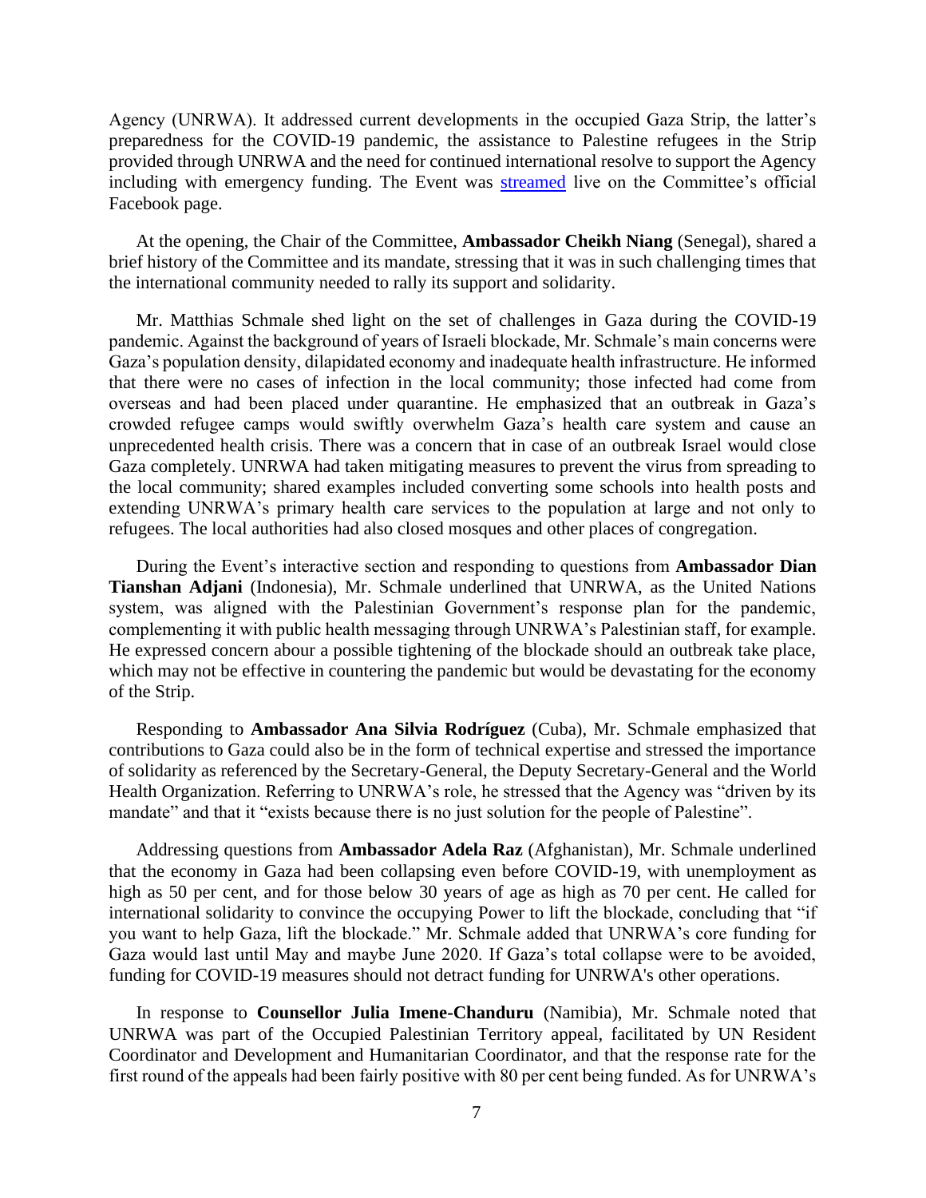Agency (UNRWA). It addressed current developments in the occupied Gaza Strip, the latter's preparedness for the COVID-19 pandemic, the assistance to Palestine refugees in the Strip provided through UNRWA and the need for continued international resolve to support the Agency including with emergency funding. The Event was streamed live on the Committee's official Facebook page.

At the opening, the Chair of the Committee, **Ambassador Cheikh Niang** (Senegal), shared a brief history of the Committee and its mandate, stressing that it was in such challenging times that the international community needed to rally its support and solidarity.

Mr. Matthias Schmale shed light on the set of challenges in Gaza during the COVID-19 pandemic. Against the background of years of Israeli blockade, Mr. Schmale's main concerns were Gaza's population density, dilapidated economy and inadequate health infrastructure. He informed that there were no cases of infection in the local community; those infected had come from overseas and had been placed under quarantine. He emphasized that an outbreak in Gaza's crowded refugee camps would swiftly overwhelm Gaza's health care system and cause an unprecedented health crisis. There was a concern that in case of an outbreak Israel would close Gaza completely. UNRWA had taken mitigating measures to prevent the virus from spreading to the local community; shared examples included converting some schools into health posts and extending UNRWA's primary health care services to the population at large and not only to refugees. The local authorities had also closed mosques and other places of congregation.

During the Event's interactive section and responding to questions from **Ambassador Dian Tianshan Adjani** (Indonesia), Mr. Schmale underlined that UNRWA, as the United Nations system, was aligned with the Palestinian Government's response plan for the pandemic, complementing it with public health messaging through UNRWA's Palestinian staff, for example. He expressed concern abour a possible tightening of the blockade should an outbreak take place, which may not be effective in countering the pandemic but would be devastating for the economy of the Strip.

Responding to **Ambassador Ana Silvia Rodríguez** (Cuba), Mr. Schmale emphasized that contributions to Gaza could also be in the form of technical expertise and stressed the importance of solidarity as referenced by the Secretary-General, the Deputy Secretary-General and the World Health Organization. Referring to UNRWA's role, he stressed that the Agency was "driven by its mandate" and that it "exists because there is no just solution for the people of Palestine".

Addressing questions from **Ambassador Adela Raz** (Afghanistan), Mr. Schmale underlined that the economy in Gaza had been collapsing even before COVID-19, with unemployment as high as 50 per cent, and for those below 30 years of age as high as 70 per cent. He called for international solidarity to convince the occupying Power to lift the blockade, concluding that "if you want to help Gaza, lift the blockade." Mr. Schmale added that UNRWA's core funding for Gaza would last until May and maybe June 2020. If Gaza's total collapse were to be avoided, funding for COVID-19 measures should not detract funding for UNRWA's other operations.

In response to **Counsellor Julia Imene-Chanduru** (Namibia), Mr. Schmale noted that UNRWA was part of the Occupied Palestinian Territory appeal, facilitated by UN Resident Coordinator and Development and Humanitarian Coordinator, and that the response rate for the first round of the appeals had been fairly positive with 80 per cent being funded. As for UNRWA's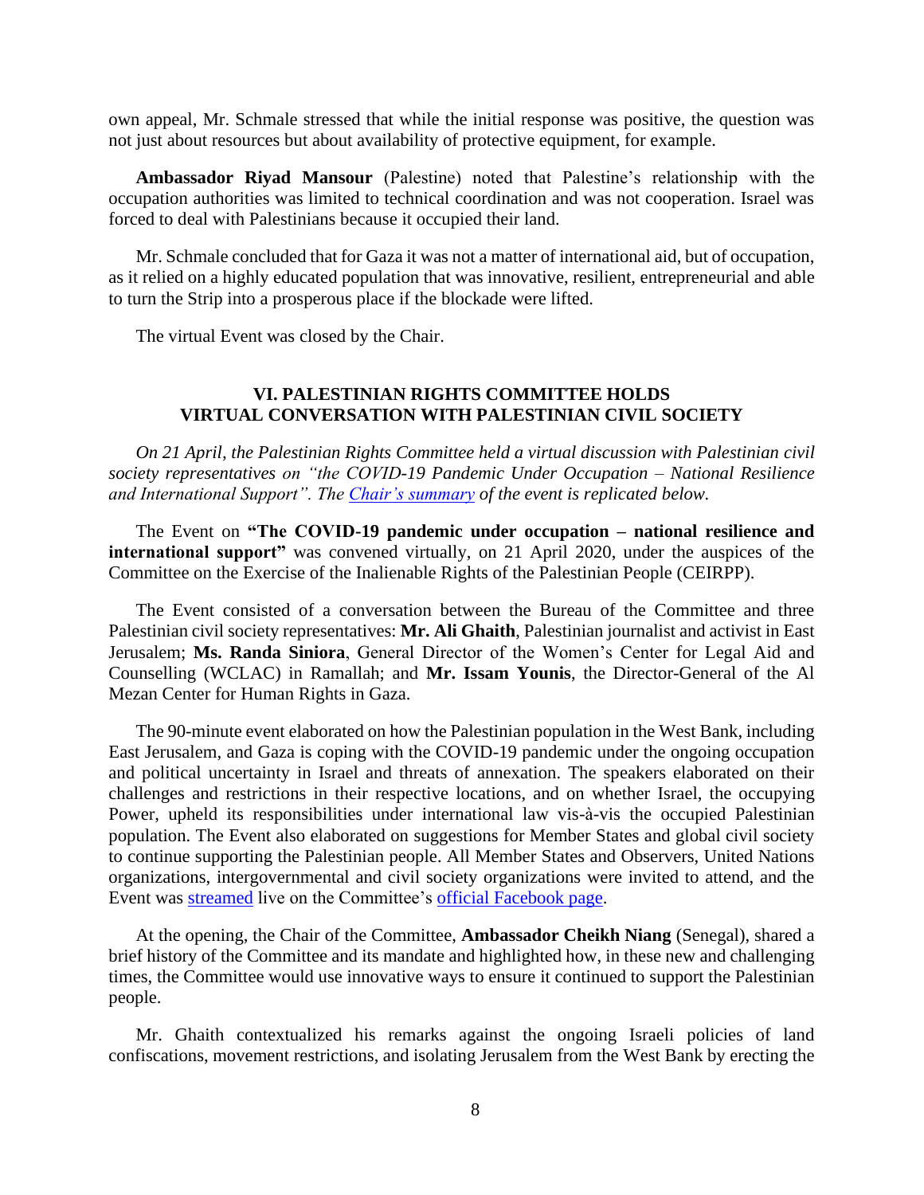own appeal, Mr. Schmale stressed that while the initial response was positive, the question was not just about resources but about availability of protective equipment, for example.

**Ambassador Riyad Mansour** (Palestine) noted that Palestine's relationship with the occupation authorities was limited to technical coordination and was not cooperation. Israel was forced to deal with Palestinians because it occupied their land.

Mr. Schmale concluded that for Gaza it was not a matter of international aid, but of occupation, as it relied on a highly educated population that was innovative, resilient, entrepreneurial and able to turn the Strip into a prosperous place if the blockade were lifted.

The virtual Event was closed by the Chair.

## VI. PALESTINIAN RIGHTS COMMITTEE HOLDS VIRTUAL CONVERSATION WITH PALESTINIAN CIVIL SOCIETY

*On 21 April, the Palestinian Rights Committee held a virtual discussion with Palestinian civil society representatives on "the COVID-19 Pandemic Under Occupation – National Resilience and International Support". The Chair's summary of the event is replicated below.*

The Event on **"The COVID-19 pandemic under occupation – national resilience and international support"** was convened virtually, on 21 April 2020, under the auspices of the Committee on the Exercise of the Inalienable Rights of the Palestinian People (CEIRPP).

The Event consisted of a conversation between the Bureau of the Committee and three Palestinian civil society representatives: **Mr. Ali Ghaith**, Palestinian journalist and activist in East Jerusalem; **Ms. Randa Siniora**, General Director of the Women's Center for Legal Aid and Counselling (WCLAC) in Ramallah; and **Mr. Issam Younis**, the Director-General of the Al Mezan Center for Human Rights in Gaza.

The 90-minute event elaborated on how the Palestinian population in the West Bank, including East Jerusalem, and Gaza is coping with the COVID-19 pandemic under the ongoing occupation and political uncertainty in Israel and threats of annexation. The speakers elaborated on their challenges and restrictions in their respective locations, and on whether Israel, the occupying Power, upheld its responsibilities under international law vis-à-vis the occupied Palestinian population. The Event also elaborated on suggestions for Member States and global civil society to continue supporting the Palestinian people. All Member States and Observers, United Nations organizations, intergovernmental and civil society organizations were invited to attend, and the Event was streamed live on the Committee's official Facebook page.

At the opening, the Chair of the Committee, **Ambassador Cheikh Niang** (Senegal), shared a brief history of the Committee and its mandate and highlighted how, in these new and challenging times, the Committee would use innovative ways to ensure it continued to support the Palestinian people.

Mr. Ghaith contextualized his remarks against the ongoing Israeli policies of land confiscations, movement restrictions, and isolating Jerusalem from the West Bank by erecting the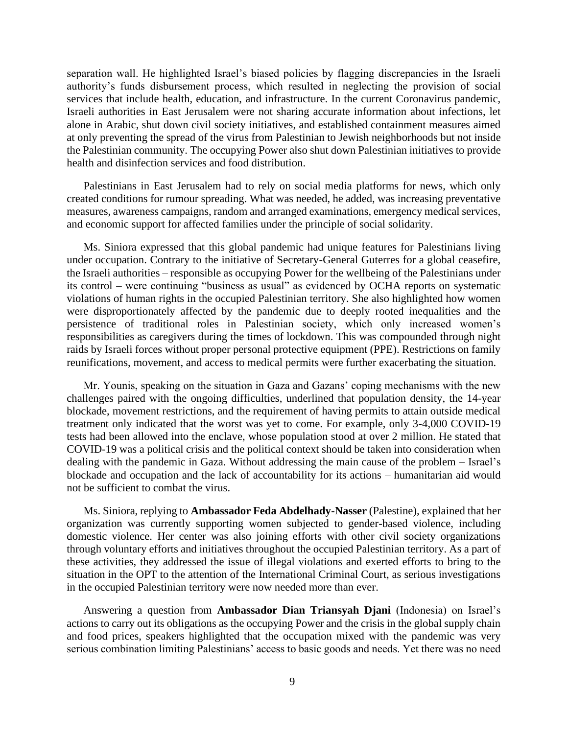separation wall. He highlighted Israel's biased policies by flagging discrepancies in the Israeli authority's funds disbursement process, which resulted in neglecting the provision of social services that include health, education, and infrastructure. In the current Coronavirus pandemic, Israeli authorities in East Jerusalem were not sharing accurate information about infections, let alone in Arabic, shut down civil society initiatives, and established containment measures aimed at only preventing the spread of the virus from Palestinian to Jewish neighborhoods but not inside the Palestinian community. The occupying Power also shut down Palestinian initiatives to provide health and disinfection services and food distribution.

Palestinians in East Jerusalem had to rely on social media platforms for news, which only created conditions for rumour spreading. What was needed, he added, was increasing preventative measures, awareness campaigns, random and arranged examinations, emergency medical services, and economic support for affected families under the principle of social solidarity.

Ms. Siniora expressed that this global pandemic had unique features for Palestinians living under occupation. Contrary to the initiative of Secretary-General Guterres for a global ceasefire, the Israeli authorities – responsible as occupying Power for the wellbeing of the Palestinians under its control – were continuing "business as usual" as evidenced by OCHA reports on systematic violations of human rights in the occupied Palestinian territory. She also highlighted how women were disproportionately affected by the pandemic due to deeply rooted inequalities and the persistence of traditional roles in Palestinian society, which only increased women's responsibilities as caregivers during the times of lockdown. This was compounded through night raids by Israeli forces without proper personal protective equipment (PPE). Restrictions on family reunifications, movement, and access to medical permits were further exacerbating the situation.

Mr. Younis, speaking on the situation in Gaza and Gazans' coping mechanisms with the new challenges paired with the ongoing difficulties, underlined that population density, the 14-year blockade, movement restrictions, and the requirement of having permits to attain outside medical treatment only indicated that the worst was yet to come. For example, only 3-4,000 COVID-19 tests had been allowed into the enclave, whose population stood at over 2 million. He stated that COVID-19 was a political crisis and the political context should be taken into consideration when dealing with the pandemic in Gaza. Without addressing the main cause of the problem – Israel's blockade and occupation and the lack of accountability for its actions – humanitarian aid would not be sufficient to combat the virus.

Ms. Siniora, replying to **Ambassador Feda Abdelhady-Nasser** (Palestine), explained that her organization was currently supporting women subjected to gender-based violence, including domestic violence. Her center was also joining efforts with other civil society organizations through voluntary efforts and initiatives throughout the occupied Palestinian territory. As a part of these activities, they addressed the issue of illegal violations and exerted efforts to bring to the situation in the OPT to the attention of the International Criminal Court, as serious investigations in the occupied Palestinian territory were now needed more than ever.

Answering a question from **Ambassador Dian Triansyah Djani** (Indonesia) on Israel's actions to carry out its obligations as the occupying Power and the crisis in the global supply chain and food prices, speakers highlighted that the occupation mixed with the pandemic was very serious combination limiting Palestinians' access to basic goods and needs. Yet there was no need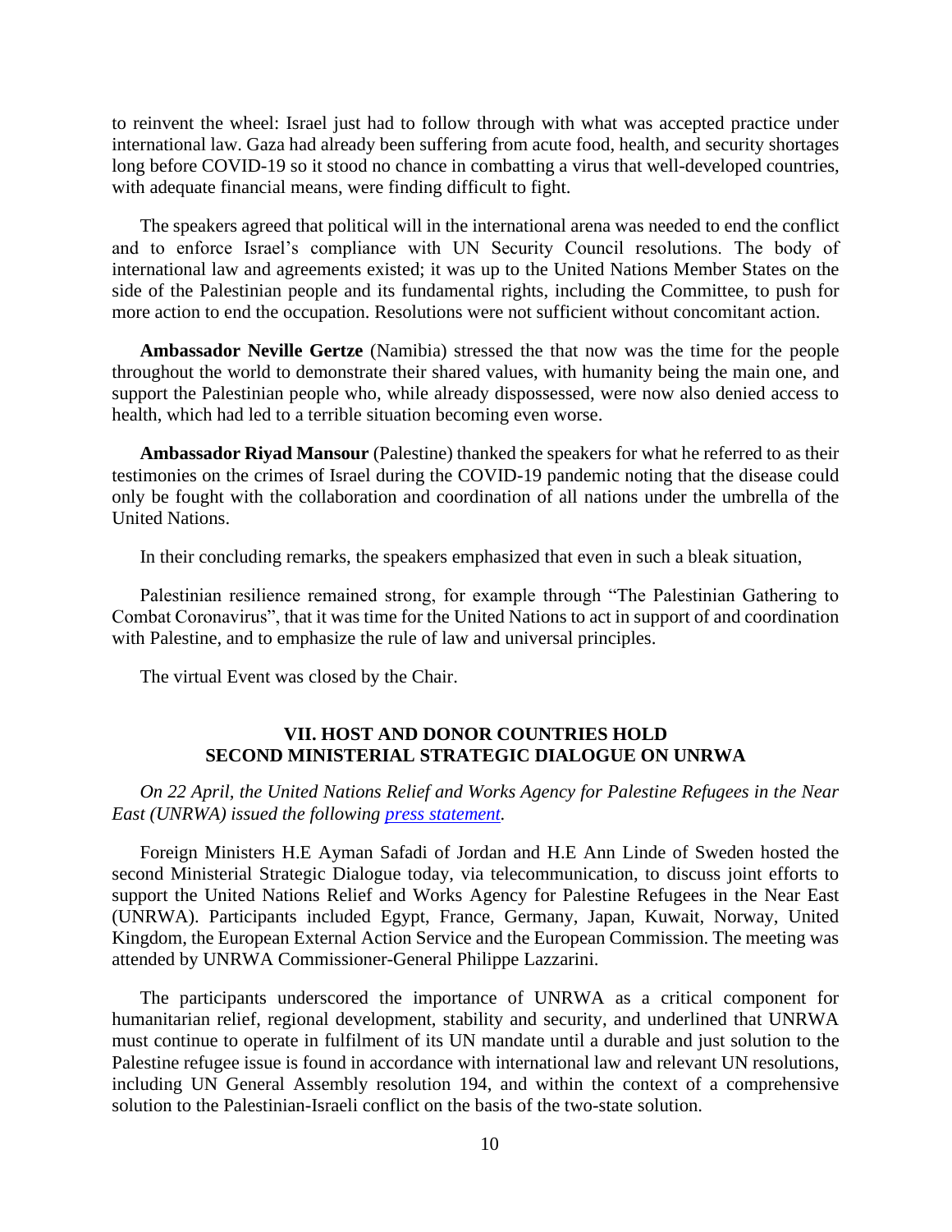to reinvent the wheel: Israel just had to follow through with what was accepted practice under international law. Gaza had already been suffering from acute food, health, and security shortages long before COVID-19 so it stood no chance in combatting a virus that well-developed countries, with adequate financial means, were finding difficult to fight.

The speakers agreed that political will in the international arena was needed to end the conflict and to enforce Israel's compliance with UN Security Council resolutions. The body of international law and agreements existed; it was up to the United Nations Member States on the side of the Palestinian people and its fundamental rights, including the Committee, to push for more action to end the occupation. Resolutions were not sufficient without concomitant action.

**Ambassador Neville Gertze** (Namibia) stressed the that now was the time for the people throughout the world to demonstrate their shared values, with humanity being the main one, and support the Palestinian people who, while already dispossessed, were now also denied access to health, which had led to a terrible situation becoming even worse.

**Ambassador Riyad Mansour** (Palestine) thanked the speakers for what he referred to as their testimonies on the crimes of Israel during the COVID-19 pandemic noting that the disease could only be fought with the collaboration and coordination of all nations under the umbrella of the United Nations.

In their concluding remarks, the speakers emphasized that even in such a bleak situation,

Palestinian resilience remained strong, for example through "The Palestinian Gathering to Combat Coronavirus", that it was time for the United Nations to act in support of and coordination with Palestine, and to emphasize the rule of law and universal principles.

The virtual Event was closed by the Chair.

## VII. HOST AND DONOR COUNTRIES HOLD SECOND MINISTERIAL STRATEGIC DIALOGUE ON UNRWA

*On 22 April, the United Nations Relief and Works Agency for Palestine Refugees in the Near East (UNRWA) issued the following press statement.*

Foreign Ministers H.E Ayman Safadi of Jordan and H.E Ann Linde of Sweden hosted the second Ministerial Strategic Dialogue today, via telecommunication, to discuss joint efforts to support the United Nations Relief and Works Agency for Palestine Refugees in the Near East (UNRWA). Participants included Egypt, France, Germany, Japan, Kuwait, Norway, United Kingdom, the European External Action Service and the European Commission. The meeting was attended by UNRWA Commissioner-General Philippe Lazzarini.

The participants underscored the importance of UNRWA as a critical component for humanitarian relief, regional development, stability and security, and underlined that UNRWA must continue to operate in fulfilment of its UN mandate until a durable and just solution to the Palestine refugee issue is found in accordance with international law and relevant UN resolutions, including UN General Assembly resolution 194, and within the context of a comprehensive solution to the Palestinian-Israeli conflict on the basis of the two-state solution.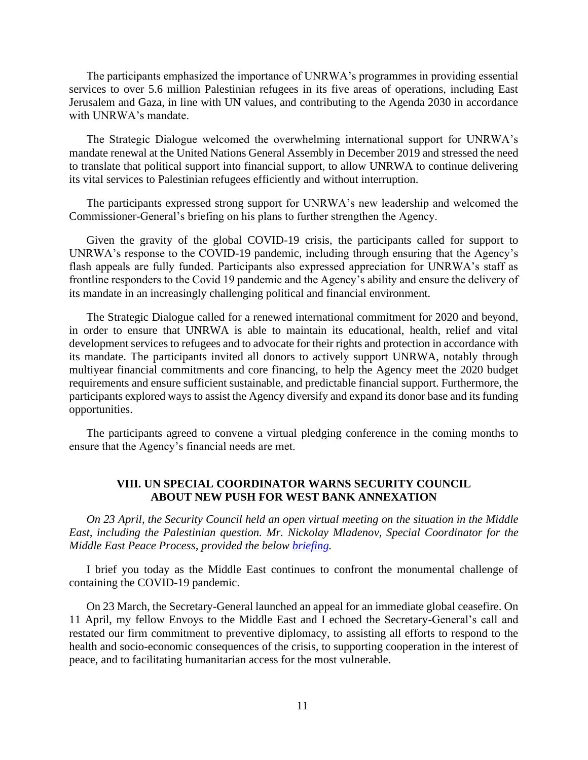The participants emphasized the importance of UNRWA's programmes in providing essential services to over 5.6 million Palestinian refugees in its five areas of operations, including East Jerusalem and Gaza, in line with UN values, and contributing to the Agenda 2030 in accordance with UNRWA's mandate.

The Strategic Dialogue welcomed the overwhelming international support for UNRWA's mandate renewal at the United Nations General Assembly in December 2019 and stressed the need to translate that political support into financial support, to allow UNRWA to continue delivering its vital services to Palestinian refugees efficiently and without interruption.

The participants expressed strong support for UNRWA's new leadership and welcomed the Commissioner-General's briefing on his plans to further strengthen the Agency.

Given the gravity of the global COVID-19 crisis, the participants called for support to UNRWA's response to the COVID-19 pandemic, including through ensuring that the Agency's flash appeals are fully funded. Participants also expressed appreciation for UNRWA's staff as frontline responders to the Covid 19 pandemic and the Agency's ability and ensure the delivery of its mandate in an increasingly challenging political and financial environment.

The Strategic Dialogue called for a renewed international commitment for 2020 and beyond, in order to ensure that UNRWA is able to maintain its educational, health, relief and vital development services to refugees and to advocate for their rights and protection in accordance with its mandate. The participants invited all donors to actively support UNRWA, notably through multiyear financial commitments and core financing, to help the Agency meet the 2020 budget requirements and ensure sufficient sustainable, and predictable financial support. Furthermore, the participants explored ways to assist the Agency diversify and expand its donor base and its funding opportunities.

The participants agreed to convene a virtual pledging conference in the coming months to ensure that the Agency's financial needs are met.

## VIII. UN SPECIAL COORDINATOR WARNS SECURITY COUNCIL ABOUT NEW PUSH FOR WEST BANK ANNEXATION

*On 23 April, the Security Council held an open virtual meeting on the situation in the Middle East, including the Palestinian question. Mr. Nickolay Mladenov, Special Coordinator for the Middle East Peace Process, provided the below briefing.*

I brief you today as the Middle East continues to confront the monumental challenge of containing the COVID-19 pandemic.

On 23 March, the Secretary-General launched an appeal for an immediate global ceasefire. On 11 April, my fellow Envoys to the Middle East and I echoed the Secretary-General's call and restated our firm commitment to preventive diplomacy, to assisting all efforts to respond to the health and socio-economic consequences of the crisis, to supporting cooperation in the interest of peace, and to facilitating humanitarian access for the most vulnerable.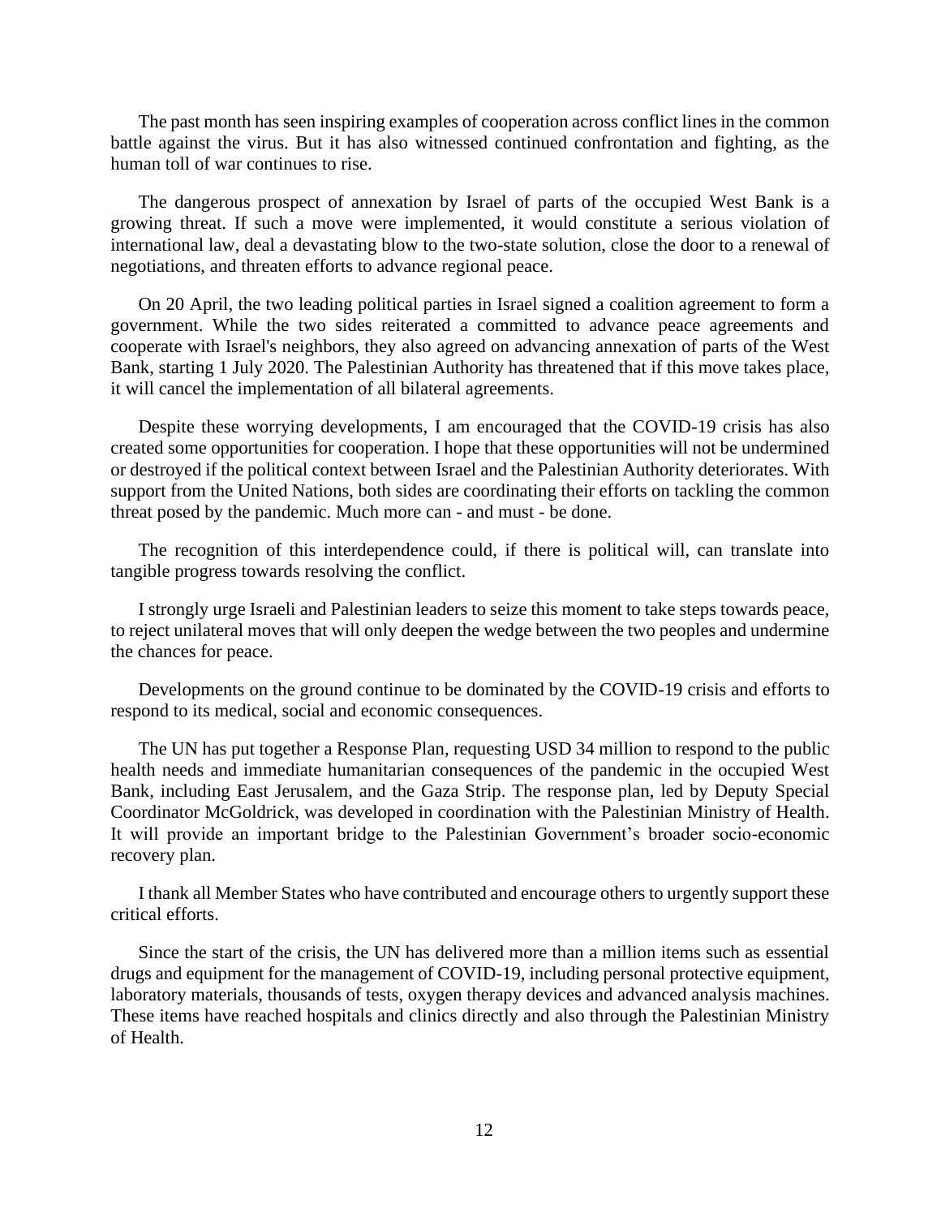The past month has seen inspiring examples of cooperation across conflict lines in the common battle against the virus. But it has also witnessed continued confrontation and fighting, as the human toll of war continues to rise.

The dangerous prospect of annexation by Israel of parts of the occupied West Bank is a growing threat. If such a move were implemented, it would constitute a serious violation of international law, deal a devastating blow to the two-state solution, close the door to a renewal of negotiations, and threaten efforts to advance regional peace.

On 20 April, the two leading political parties in Israel signed a coalition agreement to form a government. While the two sides reiterated a committed to advance peace agreements and cooperate with Israel's neighbors, they also agreed on advancing annexation of parts of the West Bank, starting 1 July 2020. The Palestinian Authority has threatened that if this move takes place, it will cancel the implementation of all bilateral agreements.

Despite these worrying developments, I am encouraged that the COVID-19 crisis has also created some opportunities for cooperation. I hope that these opportunities will not be undermined or destroyed if the political context between Israel and the Palestinian Authority deteriorates. With support from the United Nations, both sides are coordinating their efforts on tackling the common threat posed by the pandemic. Much more can - and must - be done.

The recognition of this interdependence could, if there is political will, can translate into tangible progress towards resolving the conflict.

I strongly urge Israeli and Palestinian leaders to seize this moment to take steps towards peace, to reject unilateral moves that will only deepen the wedge between the two peoples and undermine the chances for peace.

Developments on the ground continue to be dominated by the COVID-19 crisis and efforts to respond to its medical, social and economic consequences.

The UN has put together a Response Plan, requesting USD 34 million to respond to the public health needs and immediate humanitarian consequences of the pandemic in the occupied West Bank, including East Jerusalem, and the Gaza Strip. The response plan, led by Deputy Special Coordinator McGoldrick, was developed in coordination with the Palestinian Ministry of Health. It will provide an important bridge to the Palestinian Government's broader socio-economic recovery plan.

I thank all Member States who have contributed and encourage others to urgently support these critical efforts.

Since the start of the crisis, the UN has delivered more than a million items such as essential drugs and equipment for the management of COVID-19, including personal protective equipment, laboratory materials, thousands of tests, oxygen therapy devices and advanced analysis machines. These items have reached hospitals and clinics directly and also through the Palestinian Ministry of Health.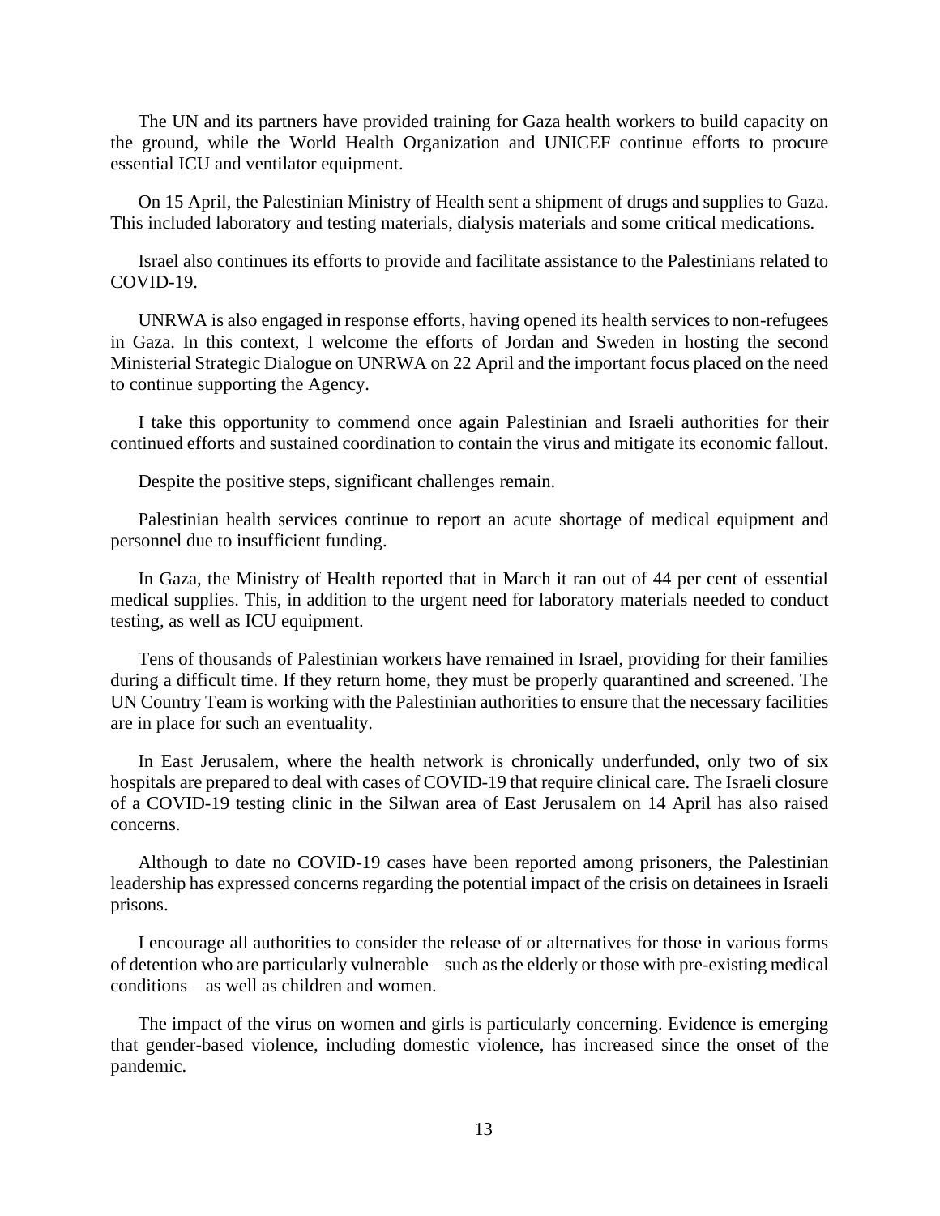The UN and its partners have provided training for Gaza health workers to build capacity on the ground, while the World Health Organization and UNICEF continue efforts to procure essential ICU and ventilator equipment.

On 15 April, the Palestinian Ministry of Health sent a shipment of drugs and supplies to Gaza. This included laboratory and testing materials, dialysis materials and some critical medications.

Israel also continues its efforts to provide and facilitate assistance to the Palestinians related to COVID-19.

UNRWA is also engaged in response efforts, having opened its health services to non-refugees in Gaza. In this context, I welcome the efforts of Jordan and Sweden in hosting the second Ministerial Strategic Dialogue on UNRWA on 22 April and the important focus placed on the need to continue supporting the Agency.

I take this opportunity to commend once again Palestinian and Israeli authorities for their continued efforts and sustained coordination to contain the virus and mitigate its economic fallout.

Despite the positive steps, significant challenges remain.

Palestinian health services continue to report an acute shortage of medical equipment and personnel due to insufficient funding.

In Gaza, the Ministry of Health reported that in March it ran out of 44 per cent of essential medical supplies. This, in addition to the urgent need for laboratory materials needed to conduct testing, as well as ICU equipment.

Tens of thousands of Palestinian workers have remained in Israel, providing for their families during a difficult time. If they return home, they must be properly quarantined and screened. The UN Country Team is working with the Palestinian authorities to ensure that the necessary facilities are in place for such an eventuality.

In East Jerusalem, where the health network is chronically underfunded, only two of six hospitals are prepared to deal with cases of COVID-19 that require clinical care. The Israeli closure of a COVID-19 testing clinic in the Silwan area of East Jerusalem on 14 April has also raised concerns.

Although to date no COVID-19 cases have been reported among prisoners, the Palestinian leadership has expressed concerns regarding the potential impact of the crisis on detainees in Israeli prisons.

I encourage all authorities to consider the release of or alternatives for those in various forms of detention who are particularly vulnerable – such as the elderly or those with pre-existing medical conditions – as well as children and women.

The impact of the virus on women and girls is particularly concerning. Evidence is emerging that gender-based violence, including domestic violence, has increased since the onset of the pandemic.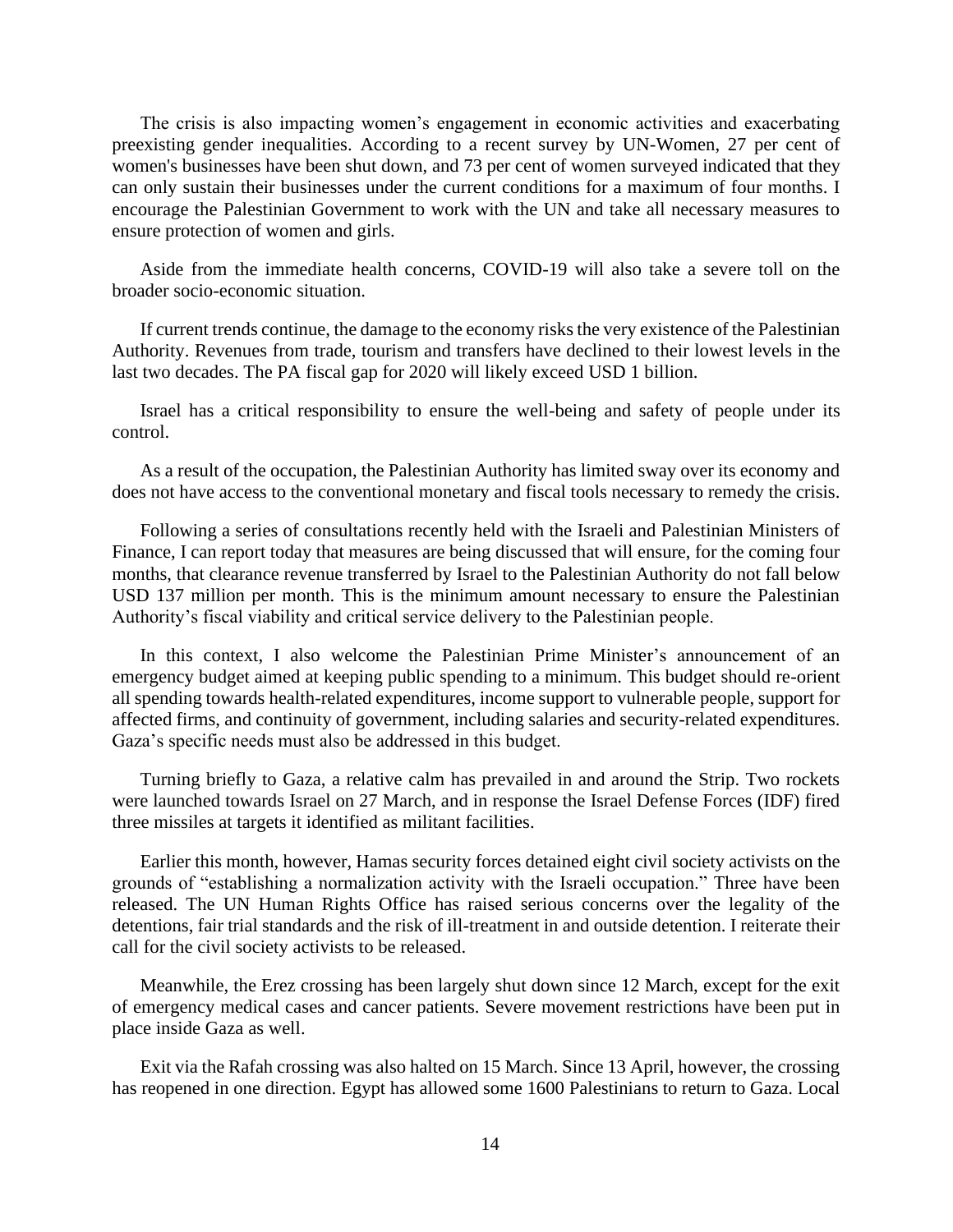The crisis is also impacting women's engagement in economic activities and exacerbating preexisting gender inequalities. According to a recent survey by UN-Women, 27 per cent of women's businesses have been shut down, and 73 per cent of women surveyed indicated that they can only sustain their businesses under the current conditions for a maximum of four months. I encourage the Palestinian Government to work with the UN and take all necessary measures to ensure protection of women and girls.

Aside from the immediate health concerns, COVID-19 will also take a severe toll on the broader socio-economic situation.

If current trends continue, the damage to the economy risks the very existence of the Palestinian Authority. Revenues from trade, tourism and transfers have declined to their lowest levels in the last two decades. The PA fiscal gap for 2020 will likely exceed USD 1 billion.

Israel has a critical responsibility to ensure the well-being and safety of people under its control.

As a result of the occupation, the Palestinian Authority has limited sway over its economy and does not have access to the conventional monetary and fiscal tools necessary to remedy the crisis.

Following a series of consultations recently held with the Israeli and Palestinian Ministers of Finance, I can report today that measures are being discussed that will ensure, for the coming four months, that clearance revenue transferred by Israel to the Palestinian Authority do not fall below USD 137 million per month. This is the minimum amount necessary to ensure the Palestinian Authority's fiscal viability and critical service delivery to the Palestinian people.

In this context, I also welcome the Palestinian Prime Minister's announcement of an emergency budget aimed at keeping public spending to a minimum. This budget should re-orient all spending towards health-related expenditures, income support to vulnerable people, support for affected firms, and continuity of government, including salaries and security-related expenditures. Gaza's specific needs must also be addressed in this budget.

Turning briefly to Gaza, a relative calm has prevailed in and around the Strip. Two rockets were launched towards Israel on 27 March, and in response the Israel Defense Forces (IDF) fired three missiles at targets it identified as militant facilities.

Earlier this month, however, Hamas security forces detained eight civil society activists on the grounds of "establishing a normalization activity with the Israeli occupation." Three have been released. The UN Human Rights Office has raised serious concerns over the legality of the detentions, fair trial standards and the risk of ill-treatment in and outside detention. I reiterate their call for the civil society activists to be released.

Meanwhile, the Erez crossing has been largely shut down since 12 March, except for the exit of emergency medical cases and cancer patients. Severe movement restrictions have been put in place inside Gaza as well.

Exit via the Rafah crossing was also halted on 15 March. Since 13 April, however, the crossing has reopened in one direction. Egypt has allowed some 1600 Palestinians to return to Gaza. Local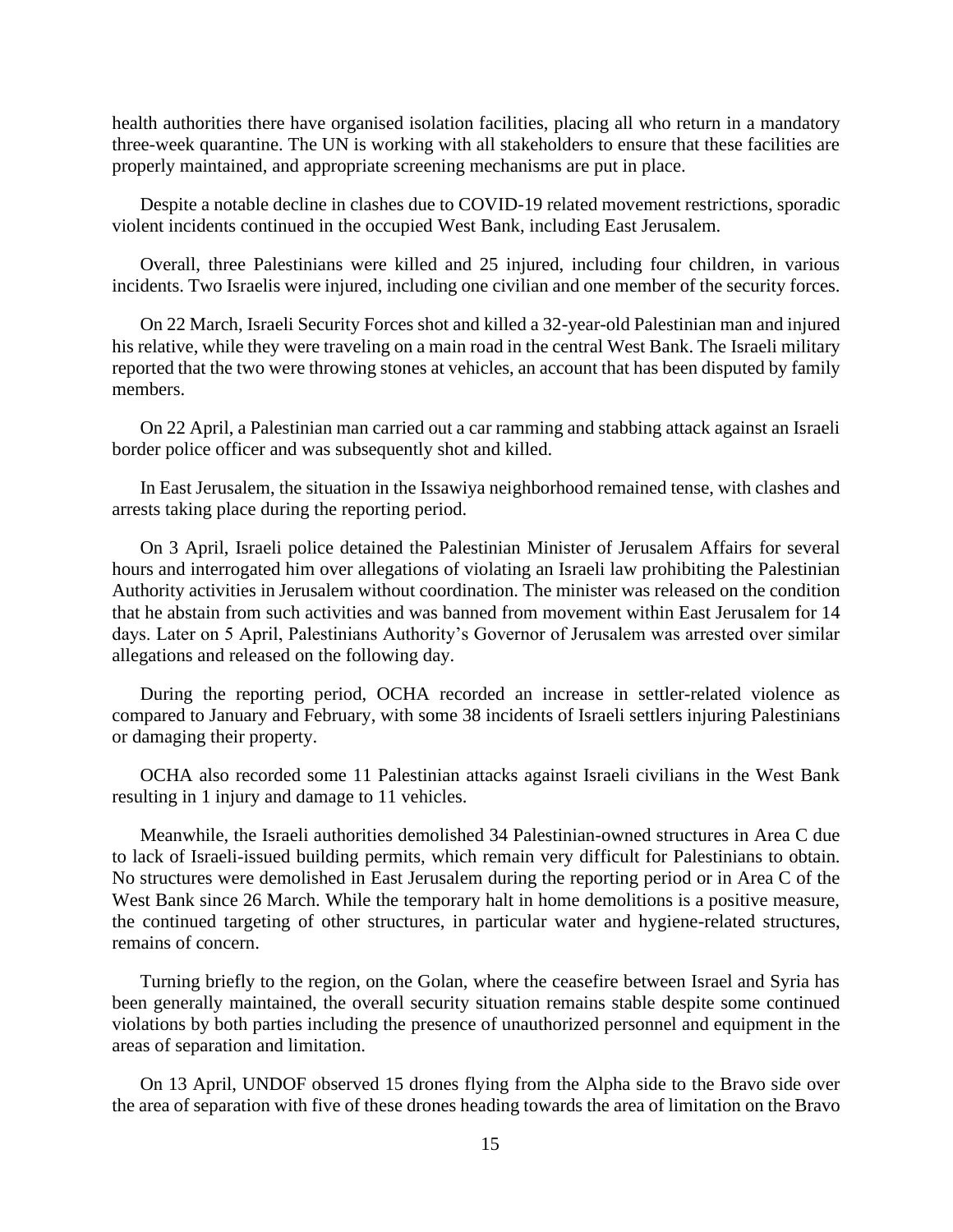health authorities there have organised isolation facilities, placing all who return in a mandatory three-week quarantine. The UN is working with all stakeholders to ensure that these facilities are properly maintained, and appropriate screening mechanisms are put in place.

Despite a notable decline in clashes due to COVID-19 related movement restrictions, sporadic violent incidents continued in the occupied West Bank, including East Jerusalem.

Overall, three Palestinians were killed and 25 injured, including four children, in various incidents. Two Israelis were injured, including one civilian and one member of the security forces.

On 22 March, Israeli Security Forces shot and killed a 32-year-old Palestinian man and injured his relative, while they were traveling on a main road in the central West Bank. The Israeli military reported that the two were throwing stones at vehicles, an account that has been disputed by family members.

On 22 April, a Palestinian man carried out a car ramming and stabbing attack against an Israeli border police officer and was subsequently shot and killed.

In East Jerusalem, the situation in the Issawiya neighborhood remained tense, with clashes and arrests taking place during the reporting period.

On 3 April, Israeli police detained the Palestinian Minister of Jerusalem Affairs for several hours and interrogated him over allegations of violating an Israeli law prohibiting the Palestinian Authority activities in Jerusalem without coordination. The minister was released on the condition that he abstain from such activities and was banned from movement within East Jerusalem for 14 days. Later on 5 April, Palestinians Authority's Governor of Jerusalem was arrested over similar allegations and released on the following day.

During the reporting period, OCHA recorded an increase in settler-related violence as compared to January and February, with some 38 incidents of Israeli settlers injuring Palestinians or damaging their property.

OCHA also recorded some 11 Palestinian attacks against Israeli civilians in the West Bank resulting in 1 injury and damage to 11 vehicles.

Meanwhile, the Israeli authorities demolished 34 Palestinian-owned structures in Area C due to lack of Israeli-issued building permits, which remain very difficult for Palestinians to obtain. No structures were demolished in East Jerusalem during the reporting period or in Area C of the West Bank since 26 March. While the temporary halt in home demolitions is a positive measure, the continued targeting of other structures, in particular water and hygiene-related structures, remains of concern.

Turning briefly to the region, on the Golan, where the ceasefire between Israel and Syria has been generally maintained, the overall security situation remains stable despite some continued violations by both parties including the presence of unauthorized personnel and equipment in the areas of separation and limitation.

On 13 April, UNDOF observed 15 drones flying from the Alpha side to the Bravo side over the area of separation with five of these drones heading towards the area of limitation on the Bravo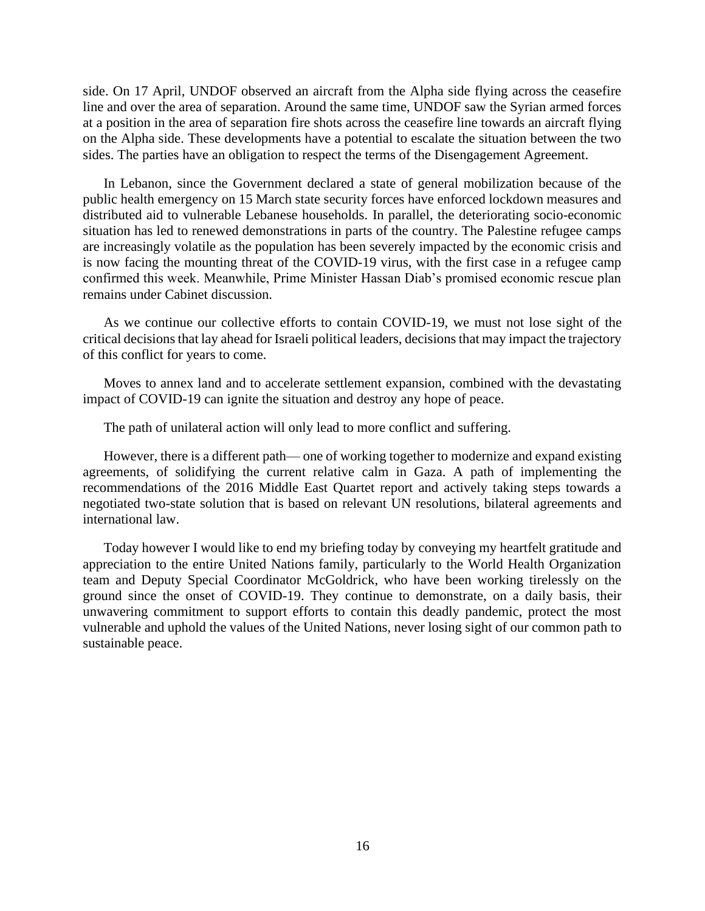side. On 17 April, UNDOF observed an aircraft from the Alpha side flying across the ceasefire line and over the area of separation. Around the same time, UNDOF saw the Syrian armed forces at a position in the area of separation fire shots across the ceasefire line towards an aircraft flying on the Alpha side. These developments have a potential to escalate the situation between the two sides. The parties have an obligation to respect the terms of the Disengagement Agreement.

In Lebanon, since the Government declared a state of general mobilization because of the public health emergency on 15 March state security forces have enforced lockdown measures and distributed aid to vulnerable Lebanese households. In parallel, the deteriorating socio-economic situation has led to renewed demonstrations in parts of the country. The Palestine refugee camps are increasingly volatile as the population has been severely impacted by the economic crisis and is now facing the mounting threat of the COVID-19 virus, with the first case in a refugee camp confirmed this week. Meanwhile, Prime Minister Hassan Diab's promised economic rescue plan remains under Cabinet discussion.

As we continue our collective efforts to contain COVID-19, we must not lose sight of the critical decisions that lay ahead for Israeli political leaders, decisions that may impact the trajectory of this conflict for years to come.

Moves to annex land and to accelerate settlement expansion, combined with the devastating impact of COVID-19 can ignite the situation and destroy any hope of peace.

The path of unilateral action will only lead to more conflict and suffering.

However, there is a different path— one of working together to modernize and expand existing agreements, of solidifying the current relative calm in Gaza. A path of implementing the recommendations of the 2016 Middle East Quartet report and actively taking steps towards a negotiated two-state solution that is based on relevant UN resolutions, bilateral agreements and international law.

Today however I would like to end my briefing today by conveying my heartfelt gratitude and appreciation to the entire United Nations family, particularly to the World Health Organization team and Deputy Special Coordinator McGoldrick, who have been working tirelessly on the ground since the onset of COVID-19. They continue to demonstrate, on a daily basis, their unwavering commitment to support efforts to contain this deadly pandemic, protect the most vulnerable and uphold the values of the United Nations, never losing sight of our common path to sustainable peace.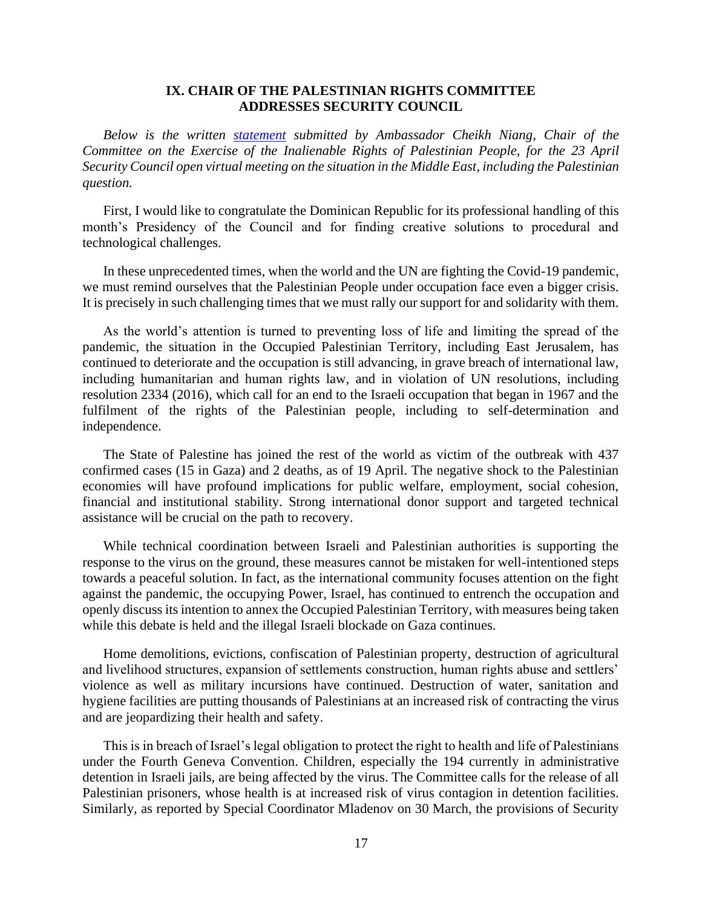## IX. CHAIR OF THE PALESTINIAN RIGHTS COMMITTEE ADDRESSES SECURITY COUNCIL

*Below is the written statement submitted by Ambassador Cheikh Niang, Chair of the Committee on the Exercise of the Inalienable Rights of Palestinian People, for the 23 April Security Council open virtual meeting on the situation in the Middle East, including the Palestinian question.*

First, I would like to congratulate the Dominican Republic for its professional handling of this month's Presidency of the Council and for finding creative solutions to procedural and technological challenges.

In these unprecedented times, when the world and the UN are fighting the Covid-19 pandemic, we must remind ourselves that the Palestinian People under occupation face even a bigger crisis. It is precisely in such challenging times that we must rally our support for and solidarity with them.

As the world's attention is turned to preventing loss of life and limiting the spread of the pandemic, the situation in the Occupied Palestinian Territory, including East Jerusalem, has continued to deteriorate and the occupation is still advancing, in grave breach of international law, including humanitarian and human rights law, and in violation of UN resolutions, including resolution 2334 (2016), which call for an end to the Israeli occupation that began in 1967 and the fulfilment of the rights of the Palestinian people, including to self-determination and independence.

The State of Palestine has joined the rest of the world as victim of the outbreak with 437 confirmed cases (15 in Gaza) and 2 deaths, as of 19 April. The negative shock to the Palestinian economies will have profound implications for public welfare, employment, social cohesion, financial and institutional stability. Strong international donor support and targeted technical assistance will be crucial on the path to recovery.

While technical coordination between Israeli and Palestinian authorities is supporting the response to the virus on the ground, these measures cannot be mistaken for well-intentioned steps towards a peaceful solution. In fact, as the international community focuses attention on the fight against the pandemic, the occupying Power, Israel, has continued to entrench the occupation and openly discuss its intention to annex the Occupied Palestinian Territory, with measures being taken while this debate is held and the illegal Israeli blockade on Gaza continues.

Home demolitions, evictions, confiscation of Palestinian property, destruction of agricultural and livelihood structures, expansion of settlements construction, human rights abuse and settlers' violence as well as military incursions have continued. Destruction of water, sanitation and hygiene facilities are putting thousands of Palestinians at an increased risk of contracting the virus and are jeopardizing their health and safety.

This is in breach of Israel's legal obligation to protect the right to health and life of Palestinians under the Fourth Geneva Convention. Children, especially the 194 currently in administrative detention in Israeli jails, are being affected by the virus. The Committee calls for the release of all Palestinian prisoners, whose health is at increased risk of virus contagion in detention facilities. Similarly, as reported by Special Coordinator Mladenov on 30 March, the provisions of Security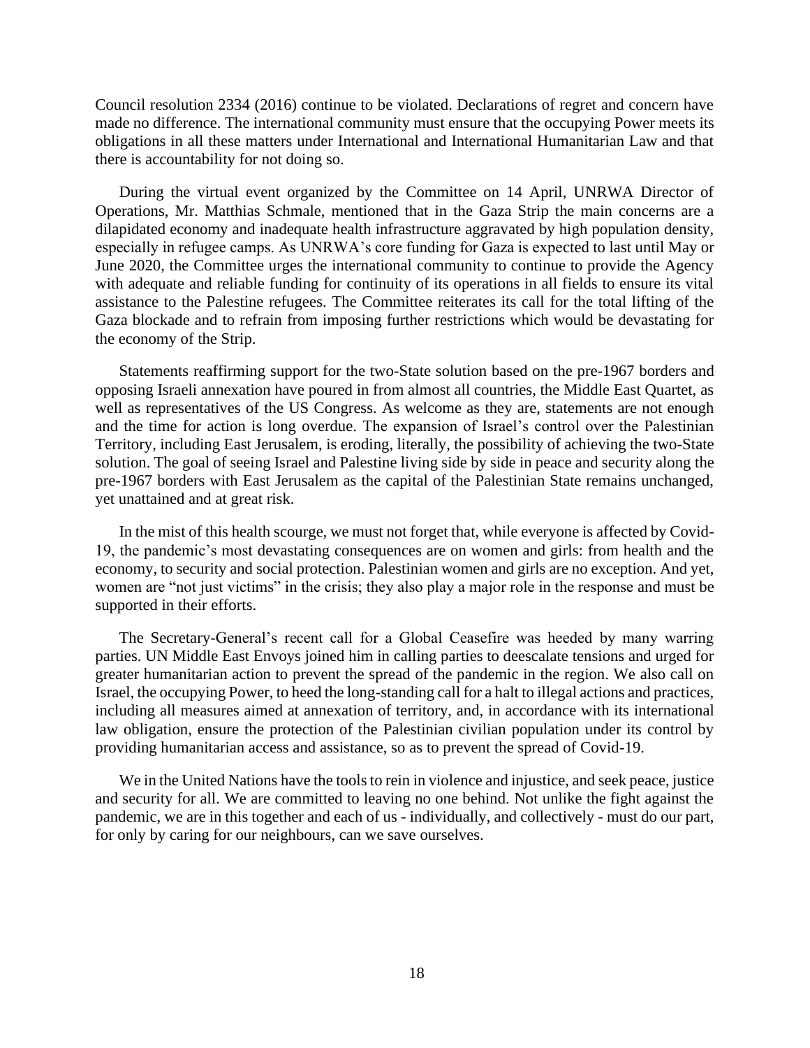Council resolution 2334 (2016) continue to be violated. Declarations of regret and concern have made no difference. The international community must ensure that the occupying Power meets its obligations in all these matters under International and International Humanitarian Law and that there is accountability for not doing so.

During the virtual event organized by the Committee on 14 April, UNRWA Director of Operations, Mr. Matthias Schmale, mentioned that in the Gaza Strip the main concerns are a dilapidated economy and inadequate health infrastructure aggravated by high population density, especially in refugee camps. As UNRWA's core funding for Gaza is expected to last until May or June 2020, the Committee urges the international community to continue to provide the Agency with adequate and reliable funding for continuity of its operations in all fields to ensure its vital assistance to the Palestine refugees. The Committee reiterates its call for the total lifting of the Gaza blockade and to refrain from imposing further restrictions which would be devastating for the economy of the Strip.

Statements reaffirming support for the two-State solution based on the pre-1967 borders and opposing Israeli annexation have poured in from almost all countries, the Middle East Quartet, as well as representatives of the US Congress. As welcome as they are, statements are not enough and the time for action is long overdue. The expansion of Israel's control over the Palestinian Territory, including East Jerusalem, is eroding, literally, the possibility of achieving the two-State solution. The goal of seeing Israel and Palestine living side by side in peace and security along the pre-1967 borders with East Jerusalem as the capital of the Palestinian State remains unchanged, yet unattained and at great risk.

In the mist of this health scourge, we must not forget that, while everyone is affected by Covid-19, the pandemic's most devastating consequences are on women and girls: from health and the economy, to security and social protection. Palestinian women and girls are no exception. And yet, women are "not just victims" in the crisis; they also play a major role in the response and must be supported in their efforts.

The Secretary-General's recent call for a Global Ceasefire was heeded by many warring parties. UN Middle East Envoys joined him in calling parties to deescalate tensions and urged for greater humanitarian action to prevent the spread of the pandemic in the region. We also call on Israel, the occupying Power, to heed the long-standing call for a halt to illegal actions and practices, including all measures aimed at annexation of territory, and, in accordance with its international law obligation, ensure the protection of the Palestinian civilian population under its control by providing humanitarian access and assistance, so as to prevent the spread of Covid-19.

We in the United Nations have the tools to rein in violence and injustice, and seek peace, justice and security for all. We are committed to leaving no one behind. Not unlike the fight against the pandemic, we are in this together and each of us - individually, and collectively - must do our part, for only by caring for our neighbours, can we save ourselves.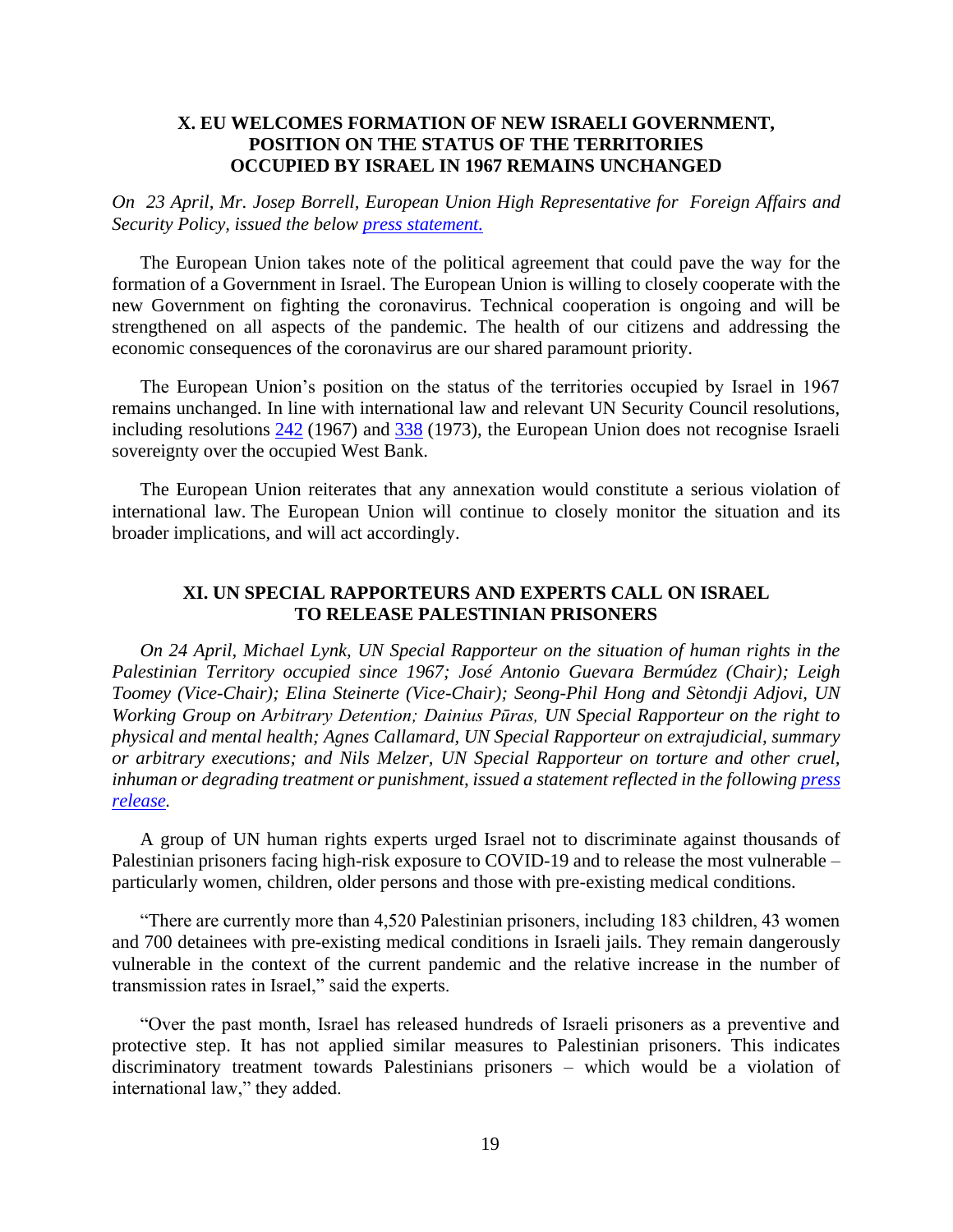## X. EU WELCOMES FORMATION OF NEW ISRAELI GOVERNMENT, POSITION ON THE STATUS OF THE TERRITORIES OCCUPIED BY ISRAEL IN 1967 REMAINS UNCHANGED

*On 23 April, Mr. Josep Borrell, European Union High Representative for Foreign Affairs and Security Policy, issued the below press statement.*

The European Union takes note of the political agreement that could pave the way for the formation of a Government in Israel. The European Union is willing to closely cooperate with the new Government on fighting the coronavirus. Technical cooperation is ongoing and will be strengthened on all aspects of the pandemic. The health of our citizens and addressing the economic consequences of the coronavirus are our shared paramount priority.

The European Union's position on the status of the territories occupied by Israel in 1967 remains unchanged. In line with international law and relevant UN Security Council resolutions, including resolutions 242 (1967) and 338 (1973), the European Union does not recognise Israeli sovereignty over the occupied West Bank.

The European Union reiterates that any annexation would constitute a serious violation of international law. The European Union will continue to closely monitor the situation and its broader implications, and will act accordingly.

## XI. UN SPECIAL RAPPORTEURS AND EXPERTS CALL ON ISRAEL TO RELEASE PALESTINIAN PRISONERS

*On 24 April, Michael Lynk, UN Special Rapporteur on the situation of human rights in the Palestinian Territory occupied since 1967; José Antonio Guevara Bermúdez (Chair); Leigh Toomey (Vice-Chair); Elina Steinerte (Vice-Chair); Seong-Phil Hong and Sètondji Adjovi, UN Working Group on Arbitrary Detention; Dainius Pūras, UN Special Rapporteur on the right to physical and mental health; Agnes Callamard, UN Special Rapporteur on extrajudicial, summary or arbitrary executions; and Nils Melzer, UN Special Rapporteur on torture and other cruel, inhuman or degrading treatment or punishment, issued a statement reflected in the following press release.*

A group of UN human rights experts urged Israel not to discriminate against thousands of Palestinian prisoners facing high-risk exposure to COVID-19 and to release the most vulnerable – particularly women, children, older persons and those with pre-existing medical conditions.

"There are currently more than 4,520 Palestinian prisoners, including 183 children, 43 women and 700 detainees with pre-existing medical conditions in Israeli jails. They remain dangerously vulnerable in the context of the current pandemic and the relative increase in the number of transmission rates in Israel," said the experts.

"Over the past month, Israel has released hundreds of Israeli prisoners as a preventive and protective step. It has not applied similar measures to Palestinian prisoners. This indicates discriminatory treatment towards Palestinians prisoners – which would be a violation of international law," they added.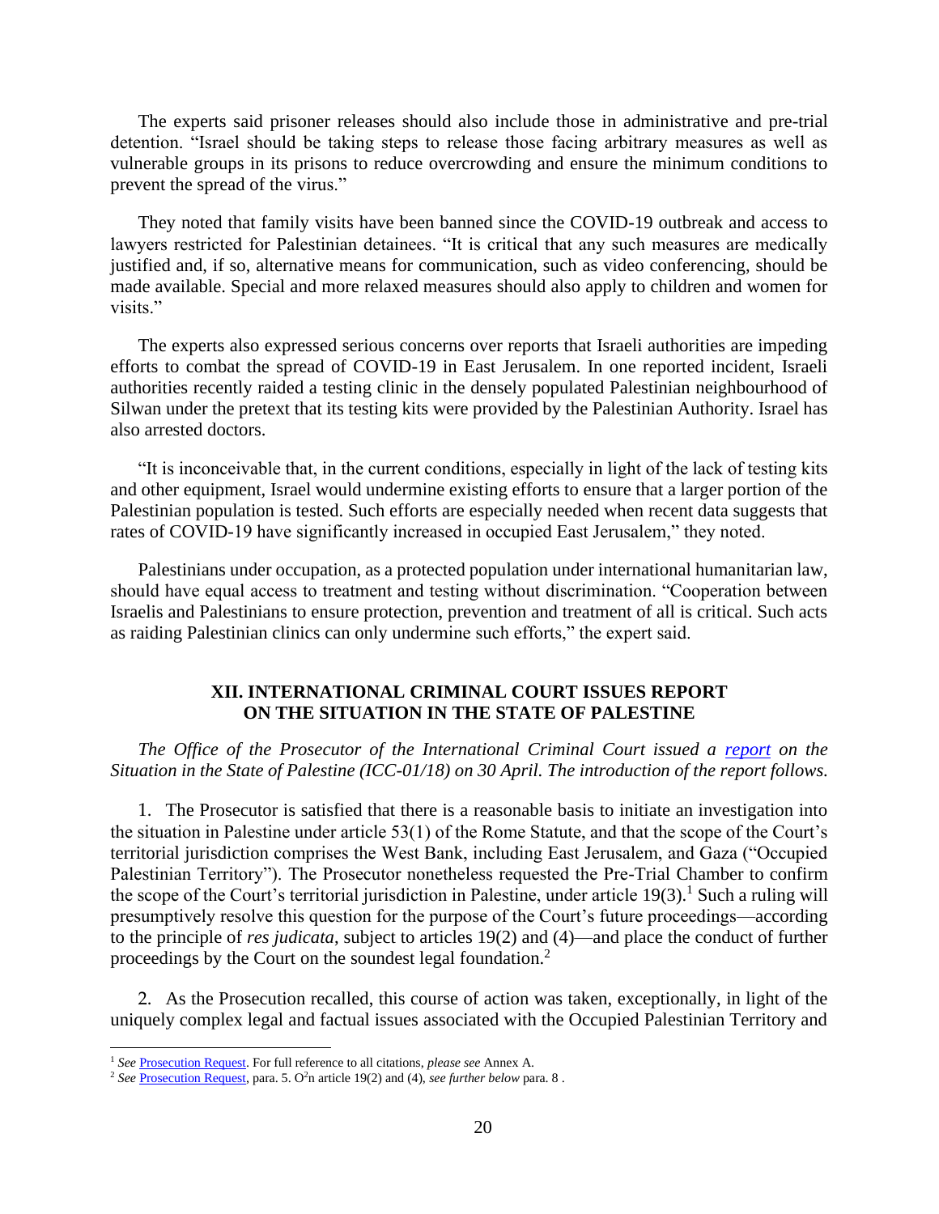The experts said prisoner releases should also include those in administrative and pre-trial detention. "Israel should be taking steps to release those facing arbitrary measures as well as vulnerable groups in its prisons to reduce overcrowding and ensure the minimum conditions to prevent the spread of the virus."

They noted that family visits have been banned since the COVID-19 outbreak and access to lawyers restricted for Palestinian detainees. "It is critical that any such measures are medically justified and, if so, alternative means for communication, such as video conferencing, should be made available. Special and more relaxed measures should also apply to children and women for visits."

The experts also expressed serious concerns over reports that Israeli authorities are impeding efforts to combat the spread of COVID-19 in East Jerusalem. In one reported incident, Israeli authorities recently raided a testing clinic in the densely populated Palestinian neighbourhood of Silwan under the pretext that its testing kits were provided by the Palestinian Authority. Israel has also arrested doctors.

"It is inconceivable that, in the current conditions, especially in light of the lack of testing kits and other equipment, Israel would undermine existing efforts to ensure that a larger portion of the Palestinian population is tested. Such efforts are especially needed when recent data suggests that rates of COVID-19 have significantly increased in occupied East Jerusalem," they noted.

Palestinians under occupation, as a protected population under international humanitarian law, should have equal access to treatment and testing without discrimination. "Cooperation between Israelis and Palestinians to ensure protection, prevention and treatment of all is critical. Such acts as raiding Palestinian clinics can only undermine such efforts," the expert said.

## XII. INTERNATIONAL CRIMINAL COURT ISSUES REPORT ON THE SITUATION IN THE STATE OF PALESTINE

*The Office of the Prosecutor of the International Criminal Court issued a report on the Situation in the State of Palestine (ICC-01/18) on 30 April. The introduction of the report follows.*

1. The Prosecutor is satisfied that there is a reasonable basis to initiate an investigation into the situation in Palestine under article 53(1) of the Rome Statute, and that the scope of the Court's territorial jurisdiction comprises the West Bank, including East Jerusalem, and Gaza ("Occupied Palestinian Territory"). The Prosecutor nonetheless requested the Pre-Trial Chamber to confirm the scope of the Court's territorial jurisdiction in Palestine, under article 19(3).[1] Such a ruling will presumptively resolve this question for the purpose of the Court's future proceedings—according to the principle of *res judicata*, subject to articles 19(2) and (4)—and place the conduct of further proceedings by the Court on the soundest legal foundation.[2]

2. As the Prosecution recalled, this course of action was taken, exceptionally, in light of the uniquely complex legal and factual issues associated with the Occupied Palestinian Territory and

---

[1] *See* Prosecution Request. For full reference to all citations, *please see* Annex A.

[2] *See* Prosecution Request, para. 5. O[2]n article 19(2) and (4), *see further below* para. 8 .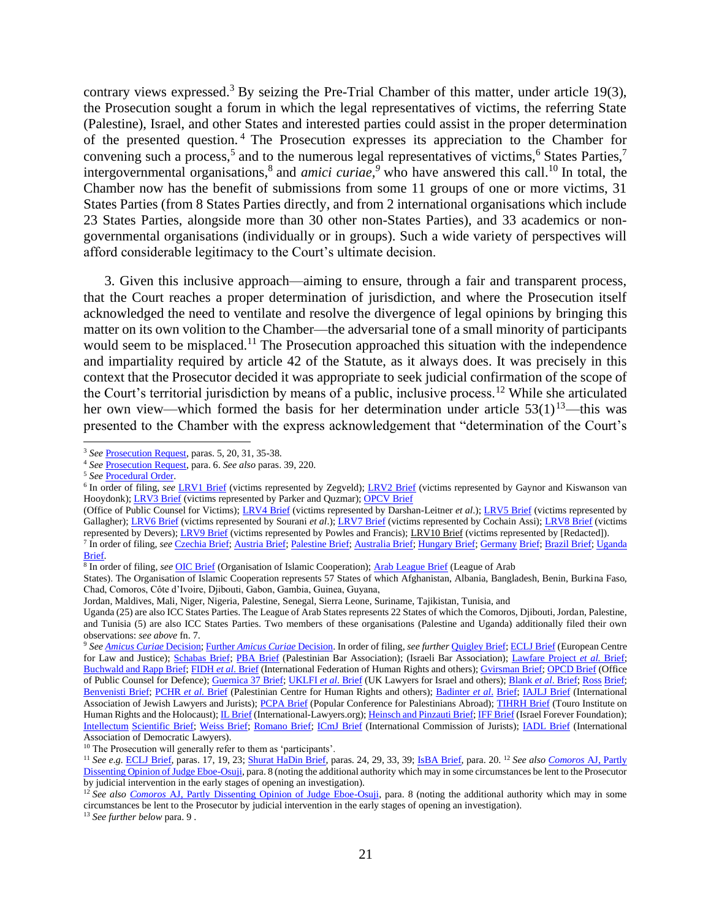contrary views expressed.[3] By seizing the Pre-Trial Chamber of this matter, under article 19(3), the Prosecution sought a forum in which the legal representatives of victims, the referring State (Palestine), Israel, and other States and interested parties could assist in the proper determination of the presented question.[4] The Prosecution expresses its appreciation to the Chamber for convening such a process,[5] and to the numerous legal representatives of victims,[6] States Parties,[7] intergovernmental organisations,[8] and *amici curiae*,[9] who have answered this call.[10] In total, the Chamber now has the benefit of submissions from some 11 groups of one or more victims, 31 States Parties (from 8 States Parties directly, and from 2 international organisations which include 23 States Parties, alongside more than 30 other non-States Parties), and 33 academics or non-governmental organisations (individually or in groups). Such a wide variety of perspectives will afford considerable legitimacy to the Court's ultimate decision.

3. Given this inclusive approach—aiming to ensure, through a fair and transparent process, that the Court reaches a proper determination of jurisdiction, and where the Prosecution itself acknowledged the need to ventilate and resolve the divergence of legal opinions by bringing this matter on its own volition to the Chamber—the adversarial tone of a small minority of participants would seem to be misplaced.[11] The Prosecution approached this situation with the independence and impartiality required by article 42 of the Statute, as it always does. It was precisely in this context that the Prosecutor decided it was appropriate to seek judicial confirmation of the scope of the Court's territorial jurisdiction by means of a public, inclusive process.[12] While she articulated her own view—which formed the basis for her determination under article 53(1)[13]—this was presented to the Chamber with the express acknowledgement that "determination of the Court's

---

[3] *See* Prosecution Request, paras. 5, 20, 31, 35-38.

[4] *See* Prosecution Request, para. 6. *See also* paras. 39, 220.

[5] *See* Procedural Order.

[6] In order of filing, *see* LRV1 Brief (victims represented by Zegveld); LRV2 Brief (victims represented by Gaynor and Kiswanson van Hooydonk); LRV3 Brief (victims represented by Parker and Quzmar); OPCV Brief (Office of Public Counsel for Victims); LRV4 Brief (victims represented by Darshan-Leitner *et al*.); LRV5 Brief (victims represented by Gallagher); LRV6 Brief (victims represented by Sourani *et al*.); LRV7 Brief (victims represented by Cochain Assi); LRV8 Brief (victims represented by Devers); LRV9 Brief (victims represented by Powles and Francis); LRV10 Brief (victims represented by [Redacted]).

[7] In order of filing, *see* Czechia Brief; Austria Brief; Palestine Brief; Australia Brief; Hungary Brief; Germany Brief; Brazil Brief; Uganda Brief.

[8] In order of filing, *see* OIC Brief (Organisation of Islamic Cooperation); Arab League Brief (League of Arab States). The Organisation of Islamic Cooperation represents 57 States of which Afghanistan, Albania, Bangladesh, Benin, Burkina Faso, Chad, Comoros, Côte d'Ivoire, Djibouti, Gabon, Gambia, Guinea, Guyana, Jordan, Maldives, Mali, Niger, Nigeria, Palestine, Senegal, Sierra Leone, Suriname, Tajikistan, Tunisia, and Uganda (25) are also ICC States Parties. The League of Arab States represents 22 States of which the Comoros, Djibouti, Jordan, Palestine, and Tunisia (5) are also ICC States Parties. Two members of these organisations (Palestine and Uganda) additionally filed their own observations: *see above* fn. 7.

[9] *See Amicus Curiae* Decision; Further *Amicus Curiae* Decision. In order of filing, *see further* Quigley Brief; ECLJ Brief (European Centre for Law and Justice); Schabas Brief; PBA Brief (Palestinian Bar Association); (Israeli Bar Association); Lawfare Project *et al.* Brief; Buchwald and Rapp Brief; FIDH *et al*. Brief (International Federation of Human Rights and others); Gvirsman Brief; OPCD Brief (Office of Public Counsel for Defence); Guernica 37 Brief; UKLFI *et al*. Brief (UK Lawyers for Israel and others); Blank *et al*. Brief; Ross Brief; Benvenisti Brief; PCHR *et al.* Brief (Palestinian Centre for Human Rights and others); Badinter *et al*. Brief; IAJLJ Brief (International Association of Jewish Lawyers and Jurists); PCPA Brief (Popular Conference for Palestinians Abroad); TIHRH Brief (Touro Institute on Human Rights and the Holocaust); IL Brief (International-Lawyers.org); Heinsch and Pinzauti Brief; IFF Brief (Israel Forever Foundation); Intellectum Scientific Brief; Weiss Brief; Romano Brief; ICmJ Brief (International Commission of Jurists); IADL Brief (International Association of Democratic Lawyers).

[10] The Prosecution will generally refer to them as 'participants'.

[11] *See e.g.* ECLJ Brief, paras. 17, 19, 23; Shurat HaDin Brief, paras. 24, 29, 33, 39; IsBA Brief, para. 20. [12] *See also Comoros* AJ, Partly Dissenting Opinion of Judge Eboe-Osuji, para. 8 (noting the additional authority which may in some circumstances be lent to the Prosecutor by judicial intervention in the early stages of opening an investigation).

[12] *See also Comoros* AJ, Partly Dissenting Opinion of Judge Eboe-Osuji, para. 8 (noting the additional authority which may in some circumstances be lent to the Prosecutor by judicial intervention in the early stages of opening an investigation).

[13] *See further below* para. 9 .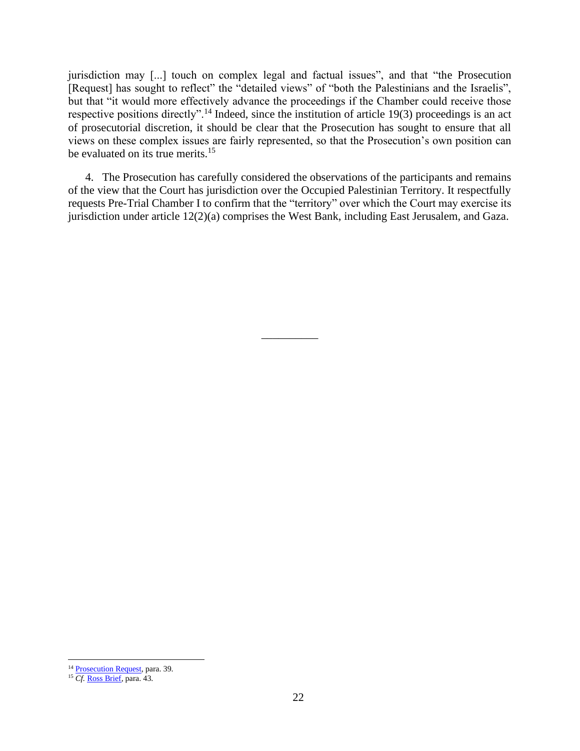jurisdiction may [...] touch on complex legal and factual issues", and that "the Prosecution [Request] has sought to reflect" the "detailed views" of "both the Palestinians and the Israelis", but that "it would more effectively advance the proceedings if the Chamber could receive those respective positions directly".[14] Indeed, since the institution of article 19(3) proceedings is an act of prosecutorial discretion, it should be clear that the Prosecution has sought to ensure that all views on these complex issues are fairly represented, so that the Prosecution's own position can be evaluated on its true merits.[15]

4. The Prosecution has carefully considered the observations of the participants and remains of the view that the Court has jurisdiction over the Occupied Palestinian Territory. It respectfully requests Pre-Trial Chamber I to confirm that the "territory" over which the Court may exercise its jurisdiction under article 12(2)(a) comprises the West Bank, including East Jerusalem, and Gaza.

---

[14] Prosecution Request, para. 39.

[15] *Cf.* Ross Brief, para. 43.